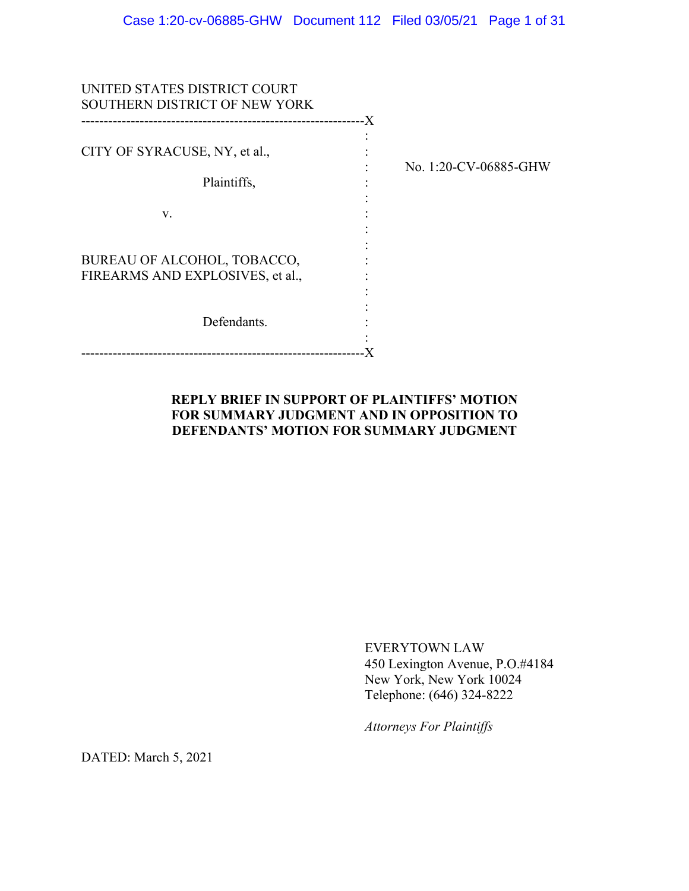UNITED STATES DISTRICT COURT
SOUTHERN DISTRICT OF NEW YORK

| | |
|---|---|
| CITY OF SYRACUSE, NY, et al., Plaintiffs, v. BUREAU OF ALCOHOL, TOBACCO, FIREARMS AND EXPLOSIVES, et al., Defendants. | No. 1:20-CV-06885-GHW |

**REPLY BRIEF IN SUPPORT OF PLAINTIFFS' MOTION FOR SUMMARY JUDGMENT AND IN OPPOSITION TO DEFENDANTS' MOTION FOR SUMMARY JUDGMENT**

EVERYTOWN LAW
450 Lexington Avenue, P.O.#4184
New York, New York 10024
Telephone: (646) 324-8222

*Attorneys For Plaintiffs*

DATED: March 5, 2021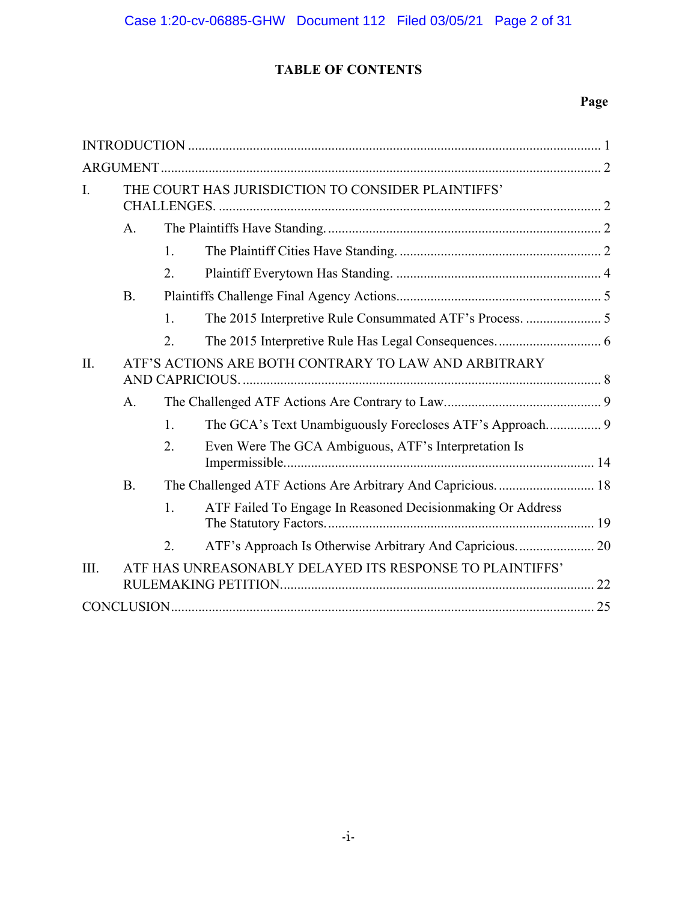# TABLE OF CONTENTS

| | Page |
|---|---|
| INTRODUCTION | 1 |
| ARGUMENT | 2 |
| I. THE COURT HAS JURISDICTION TO CONSIDER PLAINTIFFS' CHALLENGES. | 2 |
| A. The Plaintiffs Have Standing. | 2 |
| 1. The Plaintiff Cities Have Standing. | 2 |
| 2. Plaintiff Everytown Has Standing. | 4 |
| B. Plaintiffs Challenge Final Agency Actions. | 5 |
| 1. The 2015 Interpretive Rule Consummated ATF's Process. | 5 |
| 2. The 2015 Interpretive Rule Has Legal Consequences. | 6 |
| II. ATF'S ACTIONS ARE BOTH CONTRARY TO LAW AND ARBITRARY AND CAPRICIOUS. | 8 |
| A. The Challenged ATF Actions Are Contrary to Law. | 9 |
| 1. The GCA's Text Unambiguously Forecloses ATF's Approach. | 9 |
| 2. Even Were The GCA Ambiguous, ATF's Interpretation Is Impermissible. | 14 |
| B. The Challenged ATF Actions Are Arbitrary And Capricious. | 18 |
| 1. ATF Failed To Engage In Reasoned Decisionmaking Or Address The Statutory Factors. | 19 |
| 2. ATF's Approach Is Otherwise Arbitrary And Capricious. | 20 |
| III. ATF HAS UNREASONABLY DELAYED ITS RESPONSE TO PLAINTIFFS' RULEMAKING PETITION. | 22 |
| CONCLUSION | 25 |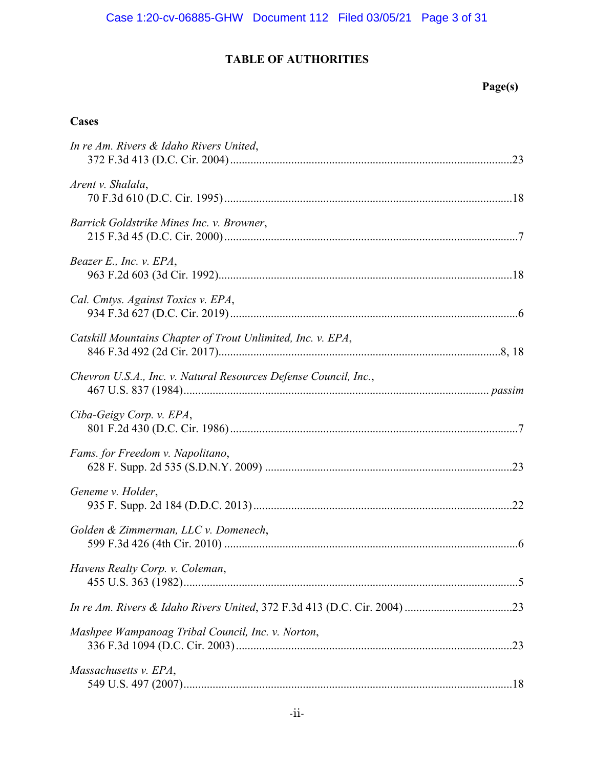# TABLE OF AUTHORITIES

**Page(s)**

## Cases

*In re Am. Rivers & Idaho Rivers United*,
372 F.3d 413 (D.C. Cir. 2004) ....................23

*Arent v. Shalala*,
70 F.3d 610 (D.C. Cir. 1995) ....................18

*Barrick Goldstrike Mines Inc. v. Browner*,
215 F.3d 45 (D.C. Cir. 2000) ....................7

*Beazer E., Inc. v. EPA*,
963 F.2d 603 (3d Cir. 1992) ....................18

*Cal. Cmtys. Against Toxics v. EPA*,
934 F.3d 627 (D.C. Cir. 2019) ....................6

*Catskill Mountains Chapter of Trout Unlimited, Inc. v. EPA*,
846 F.3d 492 (2d Cir. 2017) ....................8, 18

*Chevron U.S.A., Inc. v. Natural Resources Defense Council, Inc.*,
467 U.S. 837 (1984) .................... *passim*

*Ciba-Geigy Corp. v. EPA*,
801 F.2d 430 (D.C. Cir. 1986) ....................7

*Fams. for Freedom v. Napolitano*,
628 F. Supp. 2d 535 (S.D.N.Y. 2009) ....................23

*Geneme v. Holder*,
935 F. Supp. 2d 184 (D.D.C. 2013) ....................22

*Golden & Zimmerman, LLC v. Domenech*,
599 F.3d 426 (4th Cir. 2010) ....................6

*Havens Realty Corp. v. Coleman*,
455 U.S. 363 (1982) ....................5

*In re Am. Rivers & Idaho Rivers United*, 372 F.3d 413 (D.C. Cir. 2004) ....................23

*Mashpee Wampanoag Tribal Council, Inc. v. Norton*,
336 F.3d 1094 (D.C. Cir. 2003) ....................23

*Massachusetts v. EPA*,
549 U.S. 497 (2007) ....................18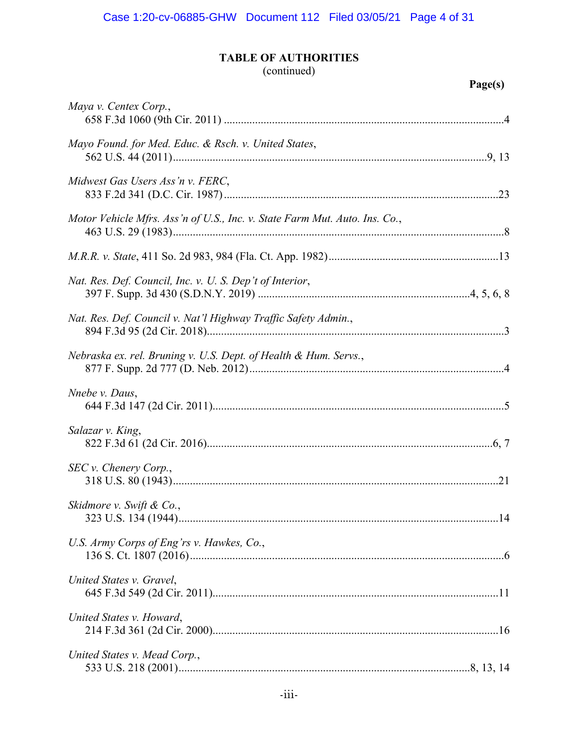## TABLE OF AUTHORITIES
(continued)

| | Page(s) |
|---|---|
| *Maya v. Centex Corp.*, 658 F.3d 1060 (9th Cir. 2011) | 4 |
| *Mayo Found. for Med. Educ. & Rsch. v. United States*, 562 U.S. 44 (2011) | 9, 13 |
| *Midwest Gas Users Ass'n v. FERC*, 833 F.2d 341 (D.C. Cir. 1987) | 23 |
| *Motor Vehicle Mfrs. Ass'n of U.S., Inc. v. State Farm Mut. Auto. Ins. Co.*, 463 U.S. 29 (1983) | 8 |
| *M.R.R. v. State*, 411 So. 2d 983, 984 (Fla. Ct. App. 1982) | 13 |
| *Nat. Res. Def. Council, Inc. v. U. S. Dep't of Interior*, 397 F. Supp. 3d 430 (S.D.N.Y. 2019) | 4, 5, 6, 8 |
| *Nat. Res. Def. Council v. Nat'l Highway Traffic Safety Admin.*, 894 F.3d 95 (2d Cir. 2018) | 3 |
| *Nebraska ex. rel. Bruning v. U.S. Dept. of Health & Hum. Servs.*, 877 F. Supp. 2d 777 (D. Neb. 2012) | 4 |
| *Nnebe v. Daus*, 644 F.3d 147 (2d Cir. 2011) | 5 |
| *Salazar v. King*, 822 F.3d 61 (2d Cir. 2016) | 6, 7 |
| *SEC v. Chenery Corp.*, 318 U.S. 80 (1943) | 21 |
| *Skidmore v. Swift & Co.*, 323 U.S. 134 (1944) | 14 |
| *U.S. Army Corps of Eng'rs v. Hawkes, Co.*, 136 S. Ct. 1807 (2016) | 6 |
| *United States v. Gravel*, 645 F.3d 549 (2d Cir. 2011) | 11 |
| *United States v. Howard*, 214 F.3d 361 (2d Cir. 2000) | 16 |
| *United States v. Mead Corp.*, 533 U.S. 218 (2001) | 8, 13, 14 |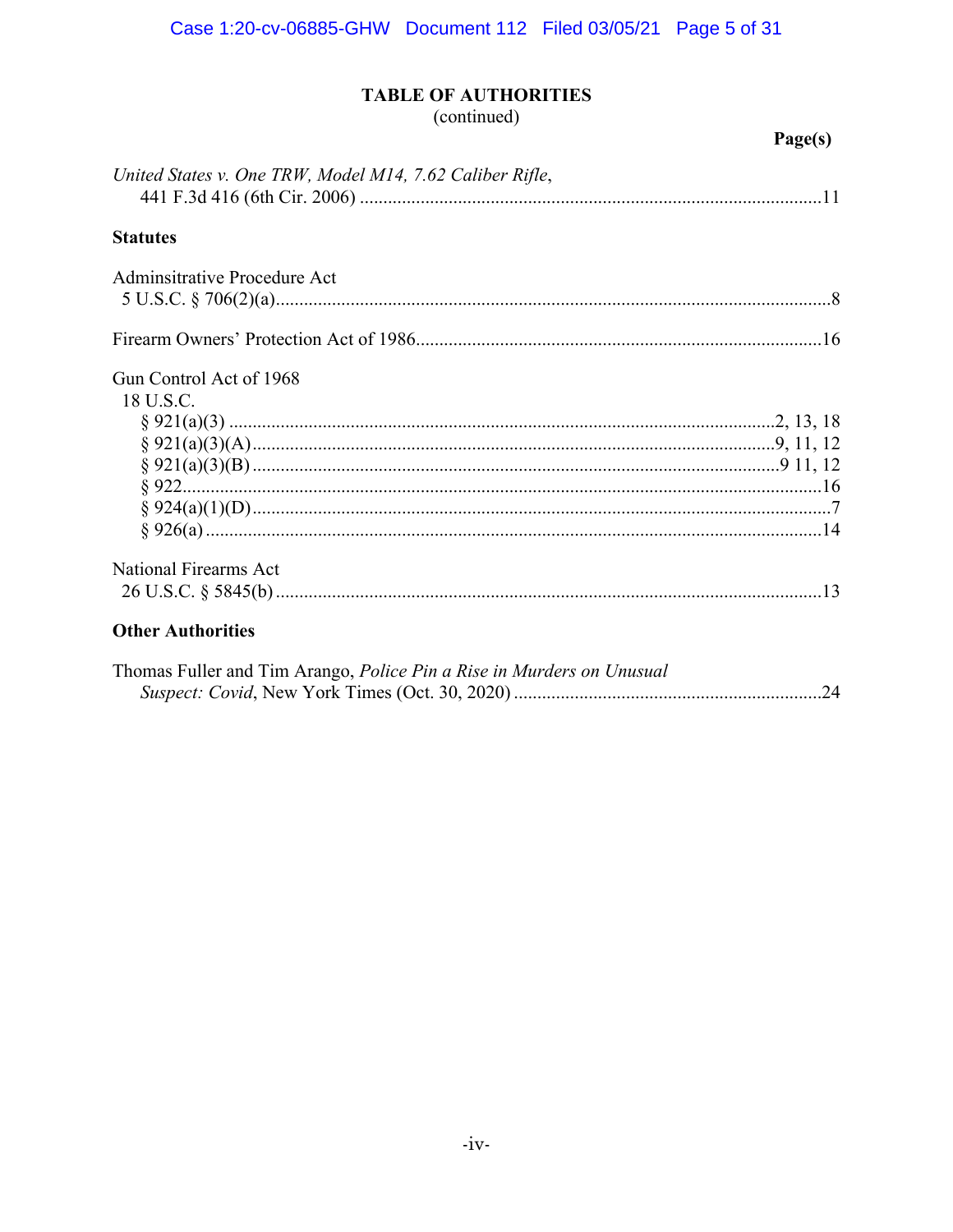## TABLE OF AUTHORITIES
(continued)

**Page(s)**

*United States v. One TRW, Model M14, 7.62 Caliber Rifle*,
441 F.3d 416 (6th Cir. 2006) ....................................................11

### Statutes

Adminsitrative Procedure Act
5 U.S.C. § 706(2)(a)....................................................8

Firearm Owners' Protection Act of 1986....................................................16

Gun Control Act of 1968
18 U.S.C.
§ 921(a)(3) ....................................................2, 13, 18
§ 921(a)(3)(A)....................................................9, 11, 12
§ 921(a)(3)(B) ....................................................9 11, 12
§ 922....................................................16
§ 924(a)(1)(D)....................................................7
§ 926(a) ....................................................14

National Firearms Act
26 U.S.C. § 5845(b) ....................................................13

### Other Authorities

Thomas Fuller and Tim Arango, *Police Pin a Rise in Murders on Unusual Suspect: Covid*, New York Times (Oct. 30, 2020) ....................................................24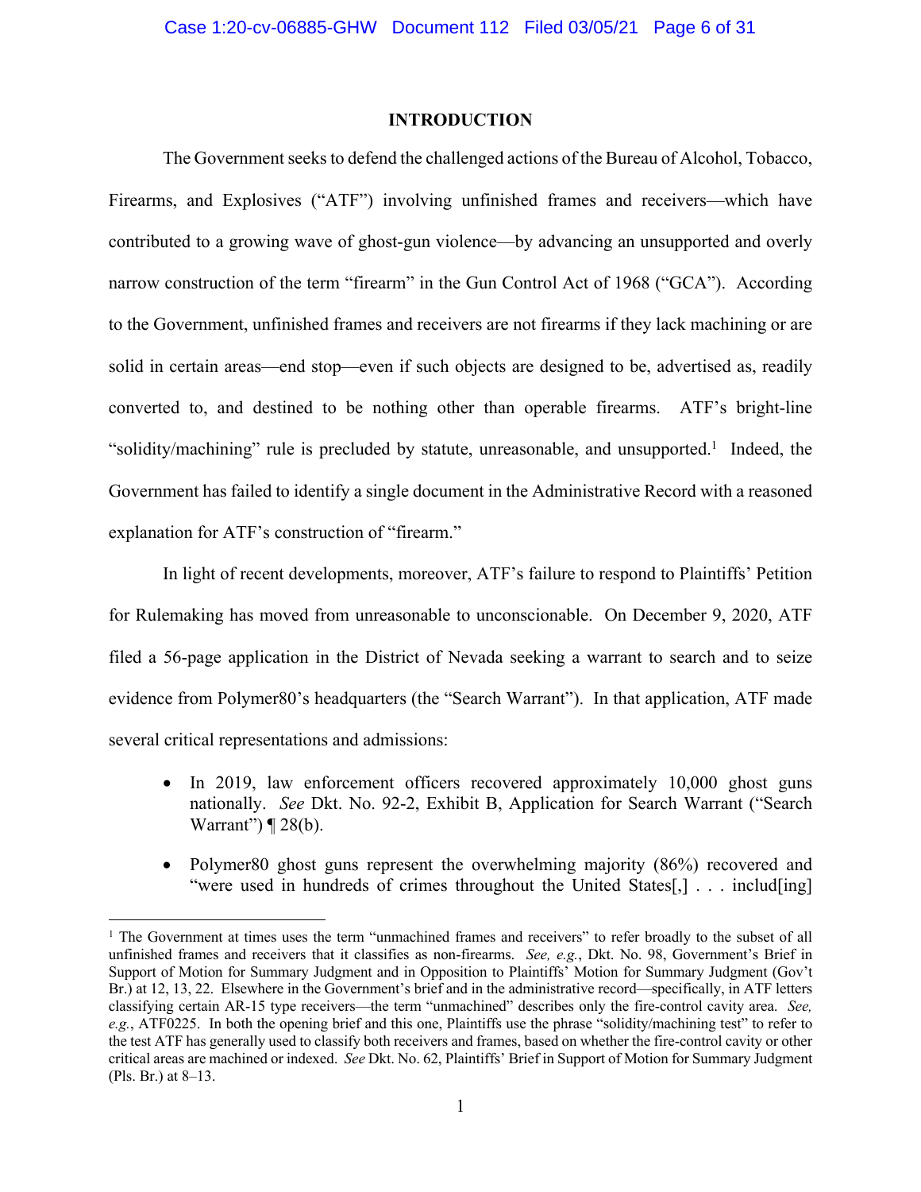## INTRODUCTION

The Government seeks to defend the challenged actions of the Bureau of Alcohol, Tobacco, Firearms, and Explosives ("ATF") involving unfinished frames and receivers—which have contributed to a growing wave of ghost-gun violence—by advancing an unsupported and overly narrow construction of the term "firearm" in the Gun Control Act of 1968 ("GCA"). According to the Government, unfinished frames and receivers are not firearms if they lack machining or are solid in certain areas—end stop—even if such objects are designed to be, advertised as, readily converted to, and destined to be nothing other than operable firearms. ATF's bright-line "solidity/machining" rule is precluded by statute, unreasonable, and unsupported.[1] Indeed, the Government has failed to identify a single document in the Administrative Record with a reasoned explanation for ATF's construction of "firearm."

In light of recent developments, moreover, ATF's failure to respond to Plaintiffs' Petition for Rulemaking has moved from unreasonable to unconscionable. On December 9, 2020, ATF filed a 56-page application in the District of Nevada seeking a warrant to search and to seize evidence from Polymer80's headquarters (the "Search Warrant"). In that application, ATF made several critical representations and admissions:

- In 2019, law enforcement officers recovered approximately 10,000 ghost guns nationally. *See* Dkt. No. 92-2, Exhibit B, Application for Search Warrant ("Search Warrant") ¶ 28(b).
- Polymer80 ghost guns represent the overwhelming majority (86%) recovered and "were used in hundreds of crimes throughout the United States[,] . . . includ[ing]

[1] The Government at times uses the term "unmachined frames and receivers" to refer broadly to the subset of all unfinished frames and receivers that it classifies as non-firearms. *See, e.g.*, Dkt. No. 98, Government's Brief in Support of Motion for Summary Judgment and in Opposition to Plaintiffs' Motion for Summary Judgment (Gov't Br.) at 12, 13, 22. Elsewhere in the Government's brief and in the administrative record—specifically, in ATF letters classifying certain AR-15 type receivers—the term "unmachined" describes only the fire-control cavity area. *See, e.g.*, ATF0225. In both the opening brief and this one, Plaintiffs use the phrase "solidity/machining test" to refer to the test ATF has generally used to classify both receivers and frames, based on whether the fire-control cavity or other critical areas are machined or indexed. *See* Dkt. No. 62, Plaintiffs' Brief in Support of Motion for Summary Judgment (Pls. Br.) at 8–13.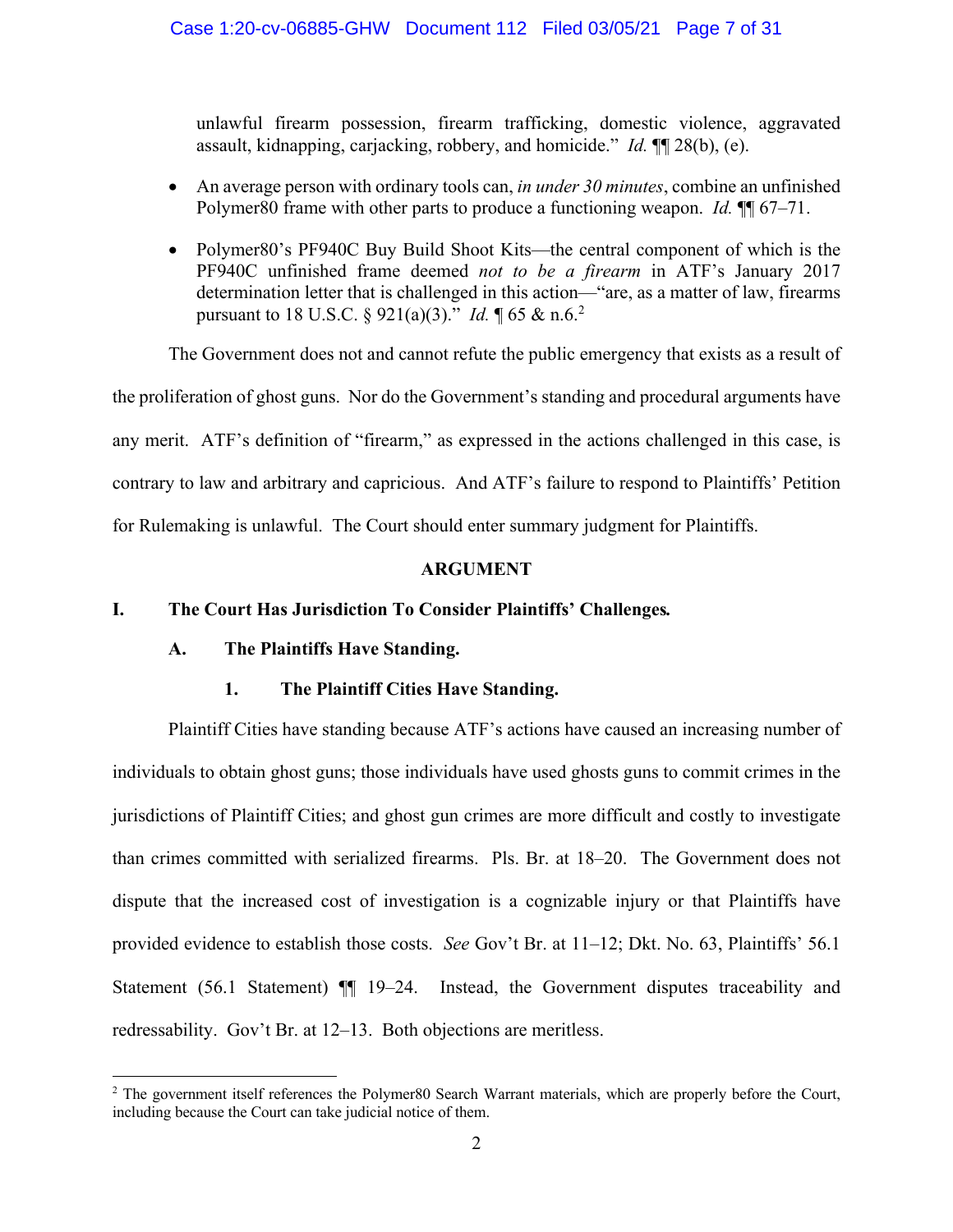unlawful firearm possession, firearm trafficking, domestic violence, aggravated assault, kidnapping, carjacking, robbery, and homicide." *Id.* ¶¶ 28(b), (e).

- An average person with ordinary tools can, *in under 30 minutes*, combine an unfinished Polymer80 frame with other parts to produce a functioning weapon. *Id.* ¶¶ 67–71.
- Polymer80's PF940C Buy Build Shoot Kits—the central component of which is the PF940C unfinished frame deemed *not to be a firearm* in ATF's January 2017 determination letter that is challenged in this action—"are, as a matter of law, firearms pursuant to 18 U.S.C. § 921(a)(3)." *Id.* ¶ 65 & n.6.[2]

The Government does not and cannot refute the public emergency that exists as a result of the proliferation of ghost guns. Nor do the Government's standing and procedural arguments have any merit. ATF's definition of "firearm," as expressed in the actions challenged in this case, is contrary to law and arbitrary and capricious. And ATF's failure to respond to Plaintiffs' Petition for Rulemaking is unlawful. The Court should enter summary judgment for Plaintiffs.

## ARGUMENT

### I. The Court Has Jurisdiction To Consider Plaintiffs' Challenges.

#### A. The Plaintiffs Have Standing.

##### 1. The Plaintiff Cities Have Standing.

Plaintiff Cities have standing because ATF's actions have caused an increasing number of individuals to obtain ghost guns; those individuals have used ghosts guns to commit crimes in the jurisdictions of Plaintiff Cities; and ghost gun crimes are more difficult and costly to investigate than crimes committed with serialized firearms. Pls. Br. at 18–20. The Government does not dispute that the increased cost of investigation is a cognizable injury or that Plaintiffs have provided evidence to establish those costs. *See* Gov't Br. at 11–12; Dkt. No. 63, Plaintiffs' 56.1 Statement (56.1 Statement) ¶¶ 19–24. Instead, the Government disputes traceability and redressability. Gov't Br. at 12–13. Both objections are meritless.

---

[2] The government itself references the Polymer80 Search Warrant materials, which are properly before the Court, including because the Court can take judicial notice of them.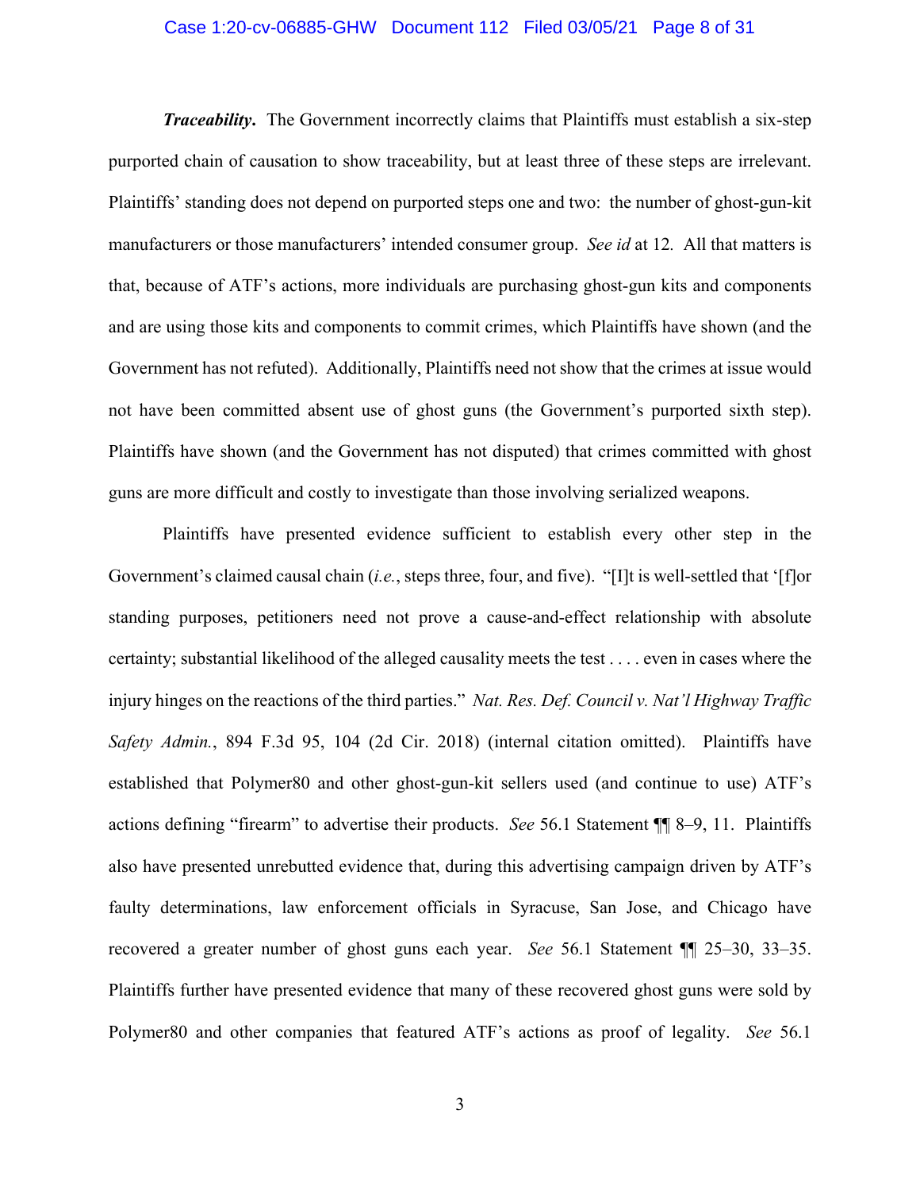***Traceability.*** The Government incorrectly claims that Plaintiffs must establish a six-step purported chain of causation to show traceability, but at least three of these steps are irrelevant. Plaintiffs' standing does not depend on purported steps one and two: the number of ghost-gun-kit manufacturers or those manufacturers' intended consumer group. *See id* at 12. All that matters is that, because of ATF's actions, more individuals are purchasing ghost-gun kits and components and are using those kits and components to commit crimes, which Plaintiffs have shown (and the Government has not refuted). Additionally, Plaintiffs need not show that the crimes at issue would not have been committed absent use of ghost guns (the Government's purported sixth step). Plaintiffs have shown (and the Government has not disputed) that crimes committed with ghost guns are more difficult and costly to investigate than those involving serialized weapons.

Plaintiffs have presented evidence sufficient to establish every other step in the Government's claimed causal chain (*i.e.*, steps three, four, and five). "[I]t is well-settled that '[f]or standing purposes, petitioners need not prove a cause-and-effect relationship with absolute certainty; substantial likelihood of the alleged causality meets the test . . . . even in cases where the injury hinges on the reactions of the third parties." *Nat. Res. Def. Council v. Nat'l Highway Traffic Safety Admin.*, 894 F.3d 95, 104 (2d Cir. 2018) (internal citation omitted). Plaintiffs have established that Polymer80 and other ghost-gun-kit sellers used (and continue to use) ATF's actions defining "firearm" to advertise their products. *See* 56.1 Statement ¶¶ 8–9, 11. Plaintiffs also have presented unrebutted evidence that, during this advertising campaign driven by ATF's faulty determinations, law enforcement officials in Syracuse, San Jose, and Chicago have recovered a greater number of ghost guns each year. *See* 56.1 Statement ¶¶ 25–30, 33–35. Plaintiffs further have presented evidence that many of these recovered ghost guns were sold by Polymer80 and other companies that featured ATF's actions as proof of legality. *See* 56.1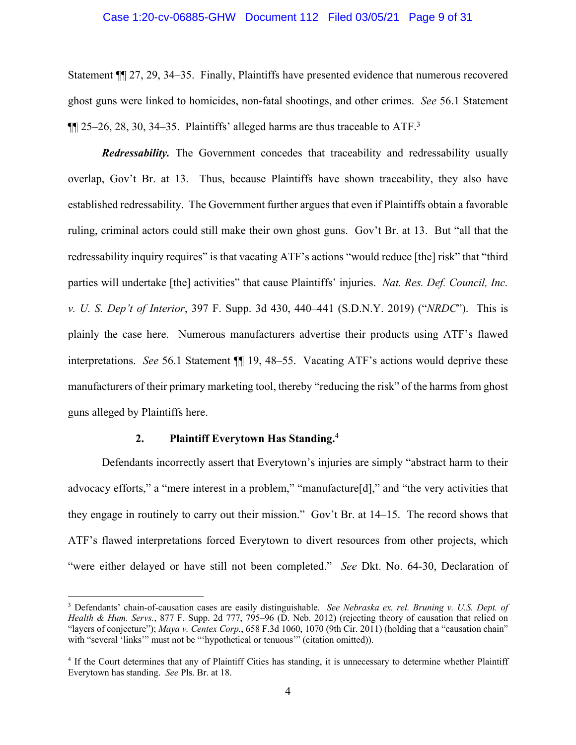Statement ¶¶ 27, 29, 34–35. Finally, Plaintiffs have presented evidence that numerous recovered ghost guns were linked to homicides, non-fatal shootings, and other crimes. *See* 56.1 Statement ¶¶ 25–26, 28, 30, 34–35. Plaintiffs' alleged harms are thus traceable to ATF.[3]

***Redressability.*** The Government concedes that traceability and redressability usually overlap, Gov't Br. at 13. Thus, because Plaintiffs have shown traceability, they also have established redressability. The Government further argues that even if Plaintiffs obtain a favorable ruling, criminal actors could still make their own ghost guns. Gov't Br. at 13. But "all that the redressability inquiry requires" is that vacating ATF's actions "would reduce [the] risk" that "third parties will undertake [the] activities" that cause Plaintiffs' injuries. *Nat. Res. Def. Council, Inc. v. U. S. Dep't of Interior*, 397 F. Supp. 3d 430, 440–441 (S.D.N.Y. 2019) ("*NRDC*"). This is plainly the case here. Numerous manufacturers advertise their products using ATF's flawed interpretations. *See* 56.1 Statement ¶¶ 19, 48–55. Vacating ATF's actions would deprive these manufacturers of their primary marketing tool, thereby "reducing the risk" of the harms from ghost guns alleged by Plaintiffs here.

### 2. Plaintiff Everytown Has Standing.[4]

Defendants incorrectly assert that Everytown's injuries are simply "abstract harm to their advocacy efforts," a "mere interest in a problem," "manufacture[d]," and "the very activities that they engage in routinely to carry out their mission." Gov't Br. at 14–15. The record shows that ATF's flawed interpretations forced Everytown to divert resources from other projects, which "were either delayed or have still not been completed." *See* Dkt. No. 64-30, Declaration of

---

[3] Defendants' chain-of-causation cases are easily distinguishable. *See Nebraska ex. rel. Bruning v. U.S. Dept. of Health & Hum. Servs.*, 877 F. Supp. 2d 777, 795–96 (D. Neb. 2012) (rejecting theory of causation that relied on "layers of conjecture"); *Maya v. Centex Corp.*, 658 F.3d 1060, 1070 (9th Cir. 2011) (holding that a "causation chain" with "several 'links'" must not be "'hypothetical or tenuous'" (citation omitted)).

[4] If the Court determines that any of Plaintiff Cities has standing, it is unnecessary to determine whether Plaintiff Everytown has standing. *See* Pls. Br. at 18.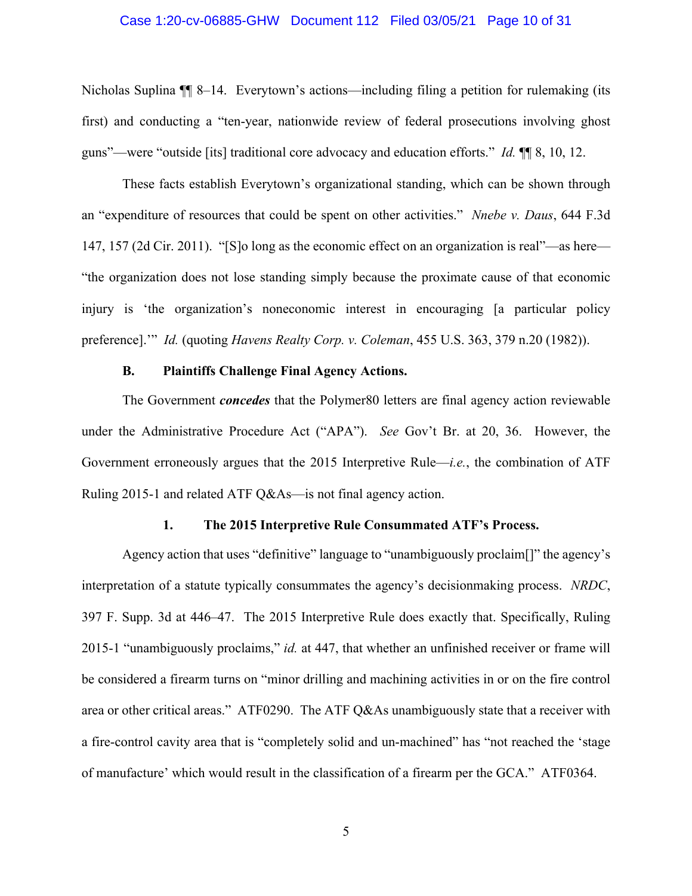Nicholas Suplina ¶¶ 8–14. Everytown's actions—including filing a petition for rulemaking (its first) and conducting a "ten-year, nationwide review of federal prosecutions involving ghost guns"—were "outside [its] traditional core advocacy and education efforts." *Id.* ¶¶ 8, 10, 12.

These facts establish Everytown's organizational standing, which can be shown through an "expenditure of resources that could be spent on other activities." *Nnebe v. Daus*, 644 F.3d 147, 157 (2d Cir. 2011). "[S]o long as the economic effect on an organization is real"—as here—"the organization does not lose standing simply because the proximate cause of that economic injury is 'the organization's noneconomic interest in encouraging [a particular policy preference].'" *Id.* (quoting *Havens Realty Corp. v. Coleman*, 455 U.S. 363, 379 n.20 (1982)).

### B. Plaintiffs Challenge Final Agency Actions.

The Government ***concedes*** that the Polymer80 letters are final agency action reviewable under the Administrative Procedure Act ("APA"). *See* Gov't Br. at 20, 36. However, the Government erroneously argues that the 2015 Interpretive Rule—*i.e.*, the combination of ATF Ruling 2015-1 and related ATF Q&As—is not final agency action.

#### 1. The 2015 Interpretive Rule Consummated ATF's Process.

Agency action that uses "definitive" language to "unambiguously proclaim[]" the agency's interpretation of a statute typically consummates the agency's decisionmaking process. *NRDC*, 397 F. Supp. 3d at 446–47. The 2015 Interpretive Rule does exactly that. Specifically, Ruling 2015-1 "unambiguously proclaims," *id.* at 447, that whether an unfinished receiver or frame will be considered a firearm turns on "minor drilling and machining activities in or on the fire control area or other critical areas." ATF0290. The ATF Q&As unambiguously state that a receiver with a fire-control cavity area that is "completely solid and un-machined" has "not reached the 'stage of manufacture' which would result in the classification of a firearm per the GCA." ATF0364.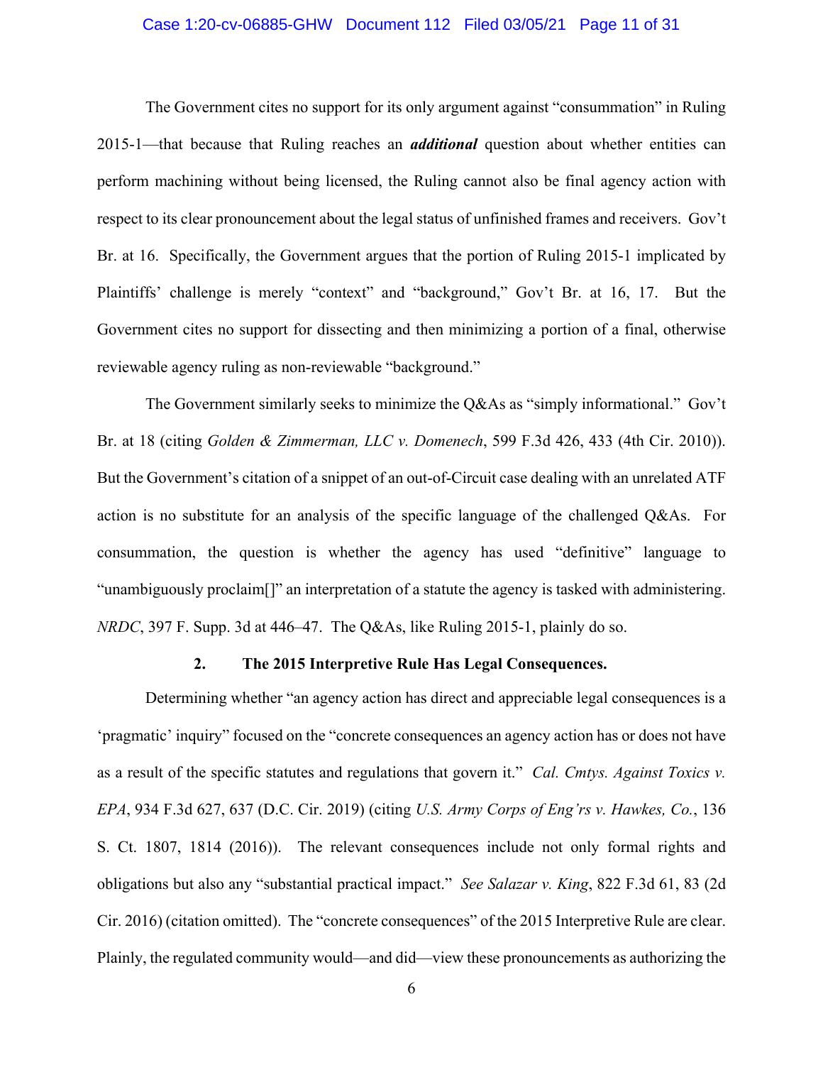The Government cites no support for its only argument against "consummation" in Ruling 2015-1—that because that Ruling reaches an ***additional*** question about whether entities can perform machining without being licensed, the Ruling cannot also be final agency action with respect to its clear pronouncement about the legal status of unfinished frames and receivers. Gov't Br. at 16. Specifically, the Government argues that the portion of Ruling 2015-1 implicated by Plaintiffs' challenge is merely "context" and "background," Gov't Br. at 16, 17. But the Government cites no support for dissecting and then minimizing a portion of a final, otherwise reviewable agency ruling as non-reviewable "background."

The Government similarly seeks to minimize the Q&As as "simply informational." Gov't Br. at 18 (citing *Golden & Zimmerman, LLC v. Domenech*, 599 F.3d 426, 433 (4th Cir. 2010)). But the Government's citation of a snippet of an out-of-Circuit case dealing with an unrelated ATF action is no substitute for an analysis of the specific language of the challenged Q&As. For consummation, the question is whether the agency has used "definitive" language to "unambiguously proclaim[]" an interpretation of a statute the agency is tasked with administering. *NRDC*, 397 F. Supp. 3d at 446–47. The Q&As, like Ruling 2015-1, plainly do so.

### 2. The 2015 Interpretive Rule Has Legal Consequences.

Determining whether "an agency action has direct and appreciable legal consequences is a 'pragmatic' inquiry" focused on the "concrete consequences an agency action has or does not have as a result of the specific statutes and regulations that govern it." *Cal. Cmtys. Against Toxics v. EPA*, 934 F.3d 627, 637 (D.C. Cir. 2019) (citing *U.S. Army Corps of Eng'rs v. Hawkes, Co.*, 136 S. Ct. 1807, 1814 (2016)). The relevant consequences include not only formal rights and obligations but also any "substantial practical impact." *See Salazar v. King*, 822 F.3d 61, 83 (2d Cir. 2016) (citation omitted). The "concrete consequences" of the 2015 Interpretive Rule are clear. Plainly, the regulated community would—and did—view these pronouncements as authorizing the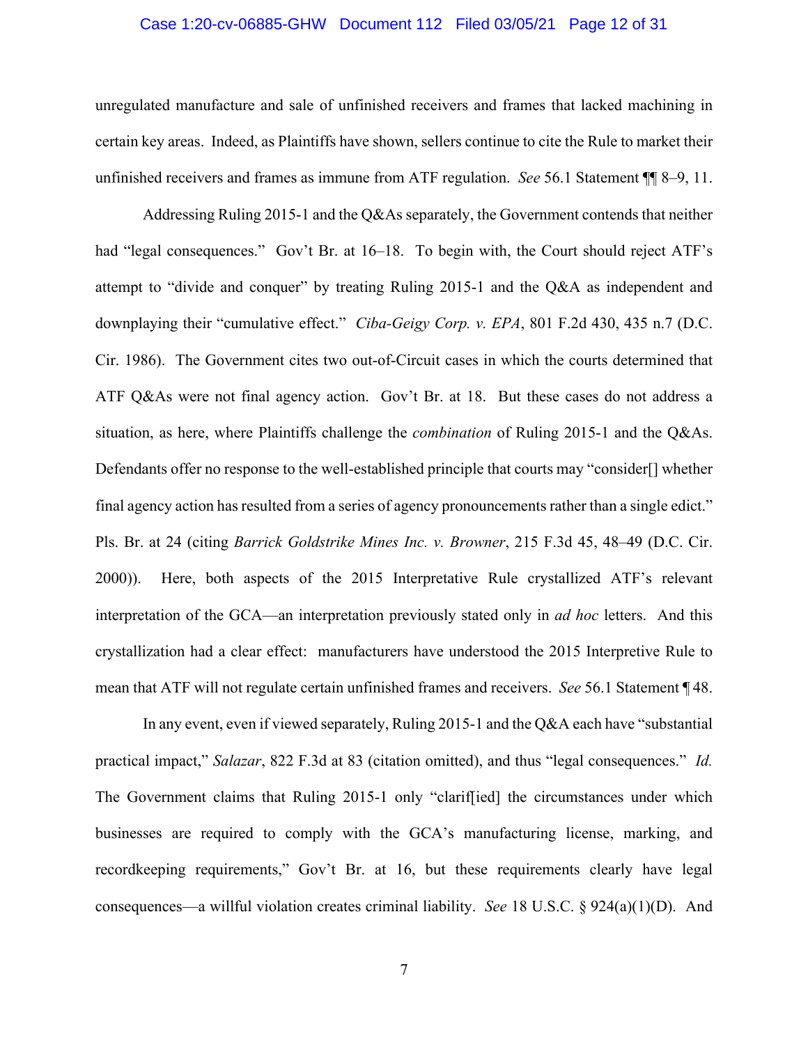unregulated manufacture and sale of unfinished receivers and frames that lacked machining in certain key areas. Indeed, as Plaintiffs have shown, sellers continue to cite the Rule to market their unfinished receivers and frames as immune from ATF regulation. *See* 56.1 Statement ¶¶ 8–9, 11.

Addressing Ruling 2015-1 and the Q&As separately, the Government contends that neither had "legal consequences." Gov't Br. at 16–18. To begin with, the Court should reject ATF's attempt to "divide and conquer" by treating Ruling 2015-1 and the Q&A as independent and downplaying their "cumulative effect." *Ciba-Geigy Corp. v. EPA*, 801 F.2d 430, 435 n.7 (D.C. Cir. 1986). The Government cites two out-of-Circuit cases in which the courts determined that ATF Q&As were not final agency action. Gov't Br. at 18. But these cases do not address a situation, as here, where Plaintiffs challenge the *combination* of Ruling 2015-1 and the Q&As. Defendants offer no response to the well-established principle that courts may "consider[] whether final agency action has resulted from a series of agency pronouncements rather than a single edict." Pls. Br. at 24 (citing *Barrick Goldstrike Mines Inc. v. Browner*, 215 F.3d 45, 48–49 (D.C. Cir. 2000)). Here, both aspects of the 2015 Interpretative Rule crystallized ATF's relevant interpretation of the GCA—an interpretation previously stated only in *ad hoc* letters. And this crystallization had a clear effect: manufacturers have understood the 2015 Interpretive Rule to mean that ATF will not regulate certain unfinished frames and receivers. *See* 56.1 Statement ¶ 48.

In any event, even if viewed separately, Ruling 2015-1 and the Q&A each have "substantial practical impact," *Salazar*, 822 F.3d at 83 (citation omitted), and thus "legal consequences." *Id.* The Government claims that Ruling 2015-1 only "clarif[ied] the circumstances under which businesses are required to comply with the GCA's manufacturing license, marking, and recordkeeping requirements," Gov't Br. at 16, but these requirements clearly have legal consequences—a willful violation creates criminal liability. *See* 18 U.S.C. § 924(a)(1)(D). And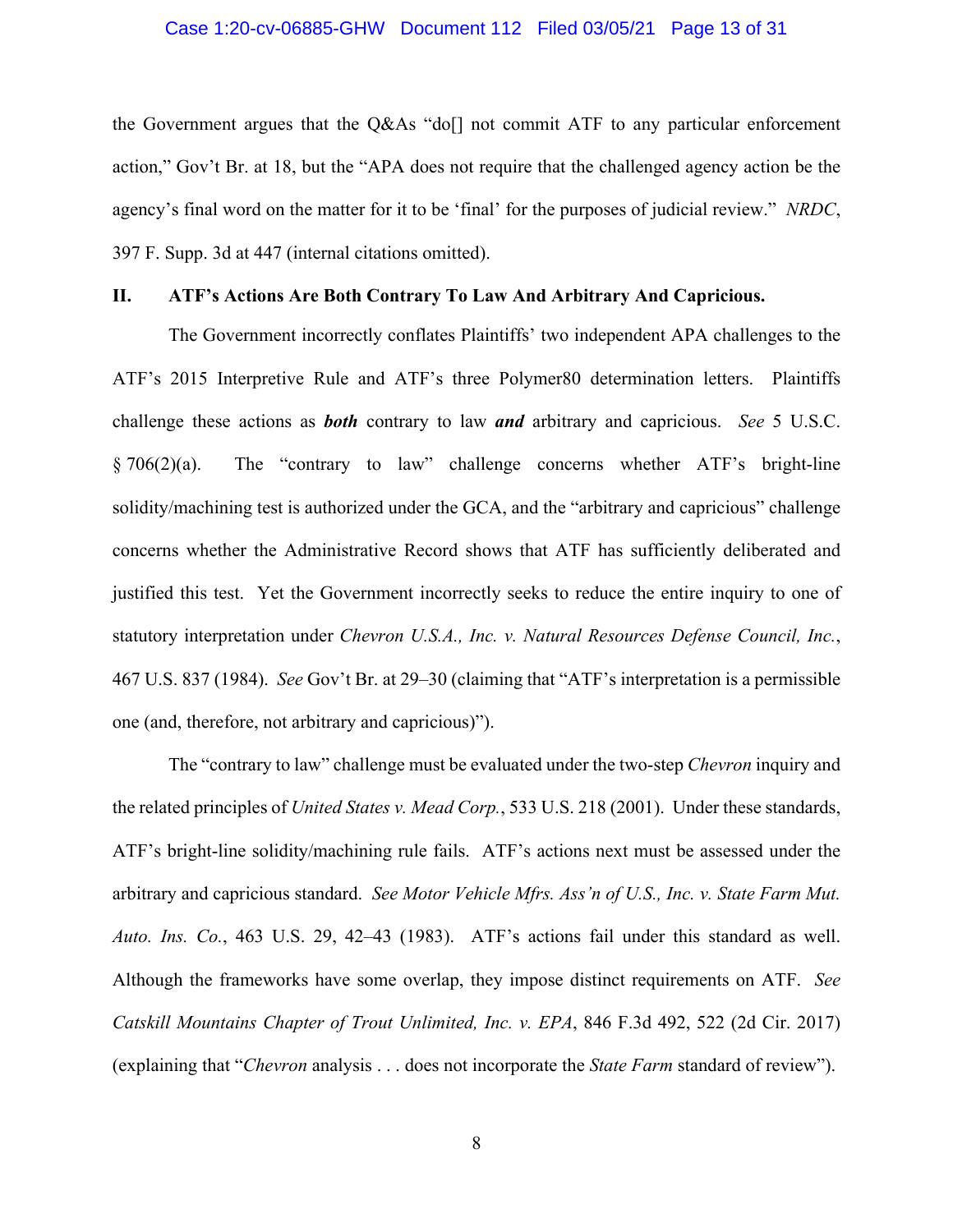the Government argues that the Q&As "do[] not commit ATF to any particular enforcement action," Gov't Br. at 18, but the "APA does not require that the challenged agency action be the agency's final word on the matter for it to be 'final' for the purposes of judicial review." *NRDC*, 397 F. Supp. 3d at 447 (internal citations omitted).

## II. ATF's Actions Are Both Contrary To Law And Arbitrary And Capricious.

The Government incorrectly conflates Plaintiffs' two independent APA challenges to the ATF's 2015 Interpretive Rule and ATF's three Polymer80 determination letters. Plaintiffs challenge these actions as ***both*** contrary to law ***and*** arbitrary and capricious. *See* 5 U.S.C. § 706(2)(a). The "contrary to law" challenge concerns whether ATF's bright-line solidity/machining test is authorized under the GCA, and the "arbitrary and capricious" challenge concerns whether the Administrative Record shows that ATF has sufficiently deliberated and justified this test. Yet the Government incorrectly seeks to reduce the entire inquiry to one of statutory interpretation under *Chevron U.S.A., Inc. v. Natural Resources Defense Council, Inc.*, 467 U.S. 837 (1984). *See* Gov't Br. at 29–30 (claiming that "ATF's interpretation is a permissible one (and, therefore, not arbitrary and capricious)").

The "contrary to law" challenge must be evaluated under the two-step *Chevron* inquiry and the related principles of *United States v. Mead Corp.*, 533 U.S. 218 (2001). Under these standards, ATF's bright-line solidity/machining rule fails. ATF's actions next must be assessed under the arbitrary and capricious standard. *See Motor Vehicle Mfrs. Ass'n of U.S., Inc. v. State Farm Mut. Auto. Ins. Co.*, 463 U.S. 29, 42–43 (1983). ATF's actions fail under this standard as well. Although the frameworks have some overlap, they impose distinct requirements on ATF. *See Catskill Mountains Chapter of Trout Unlimited, Inc. v. EPA*, 846 F.3d 492, 522 (2d Cir. 2017) (explaining that "*Chevron* analysis . . . does not incorporate the *State Farm* standard of review").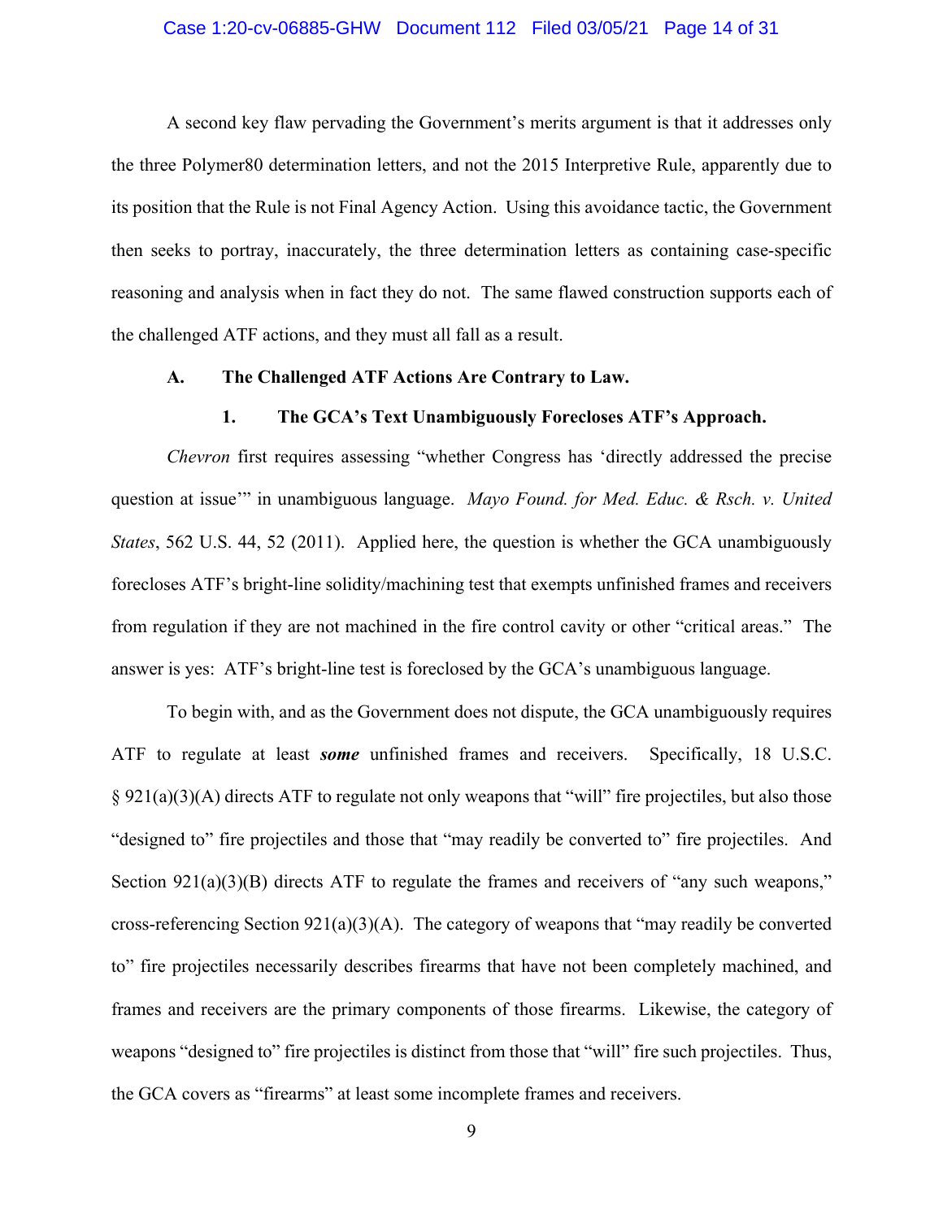A second key flaw pervading the Government's merits argument is that it addresses only the three Polymer80 determination letters, and not the 2015 Interpretive Rule, apparently due to its position that the Rule is not Final Agency Action. Using this avoidance tactic, the Government then seeks to portray, inaccurately, the three determination letters as containing case-specific reasoning and analysis when in fact they do not. The same flawed construction supports each of the challenged ATF actions, and they must all fall as a result.

### A. The Challenged ATF Actions Are Contrary to Law.

#### 1. The GCA's Text Unambiguously Forecloses ATF's Approach.

*Chevron* first requires assessing "whether Congress has 'directly addressed the precise question at issue'" in unambiguous language. *Mayo Found. for Med. Educ. & Rsch. v. United States*, 562 U.S. 44, 52 (2011). Applied here, the question is whether the GCA unambiguously forecloses ATF's bright-line solidity/machining test that exempts unfinished frames and receivers from regulation if they are not machined in the fire control cavity or other "critical areas." The answer is yes: ATF's bright-line test is foreclosed by the GCA's unambiguous language.

To begin with, and as the Government does not dispute, the GCA unambiguously requires ATF to regulate at least ***some*** unfinished frames and receivers. Specifically, 18 U.S.C. § 921(a)(3)(A) directs ATF to regulate not only weapons that "will" fire projectiles, but also those "designed to" fire projectiles and those that "may readily be converted to" fire projectiles. And Section 921(a)(3)(B) directs ATF to regulate the frames and receivers of "any such weapons," cross-referencing Section 921(a)(3)(A). The category of weapons that "may readily be converted to" fire projectiles necessarily describes firearms that have not been completely machined, and frames and receivers are the primary components of those firearms. Likewise, the category of weapons "designed to" fire projectiles is distinct from those that "will" fire such projectiles. Thus, the GCA covers as "firearms" at least some incomplete frames and receivers.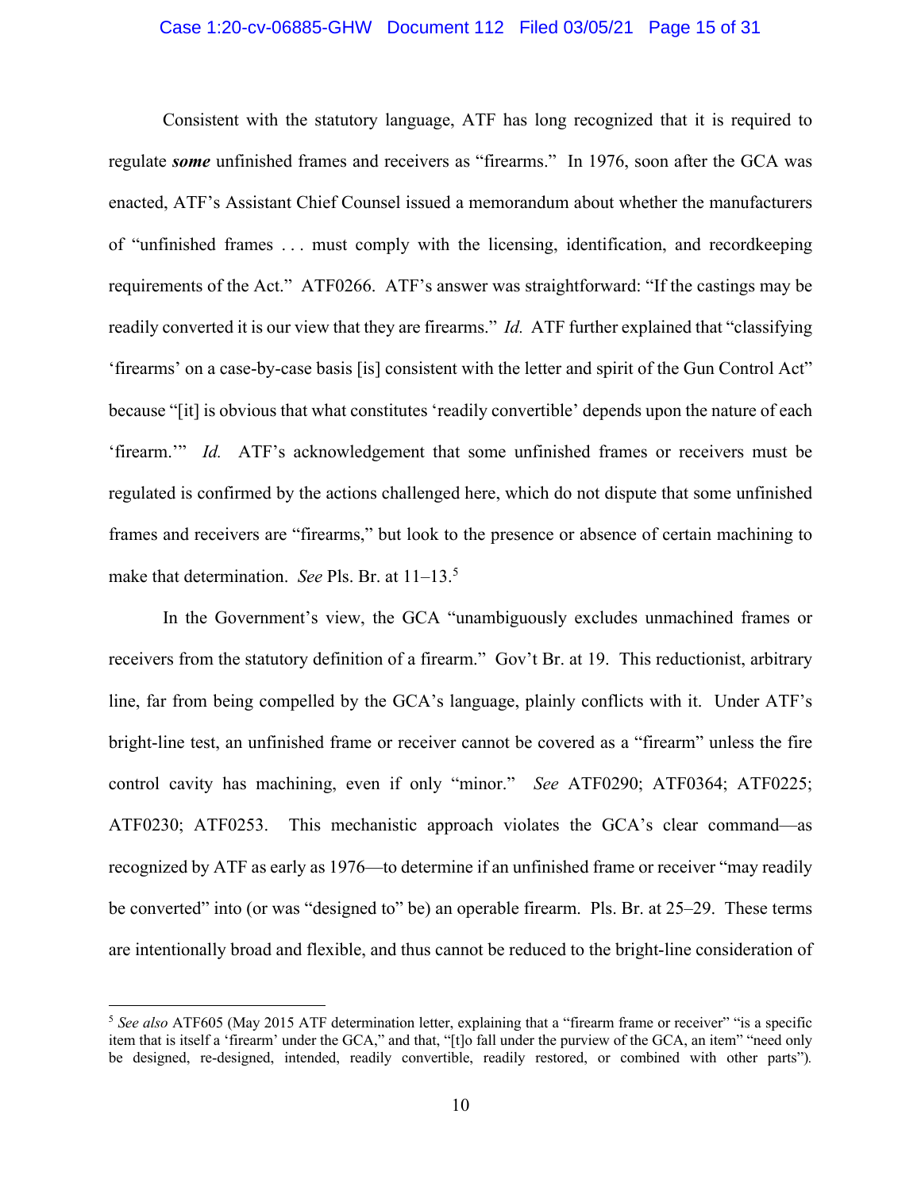Consistent with the statutory language, ATF has long recognized that it is required to regulate ***some*** unfinished frames and receivers as "firearms." In 1976, soon after the GCA was enacted, ATF's Assistant Chief Counsel issued a memorandum about whether the manufacturers of "unfinished frames . . . must comply with the licensing, identification, and recordkeeping requirements of the Act." ATF0266. ATF's answer was straightforward: "If the castings may be readily converted it is our view that they are firearms." *Id.* ATF further explained that "classifying 'firearms' on a case-by-case basis [is] consistent with the letter and spirit of the Gun Control Act" because "[it] is obvious that what constitutes 'readily convertible' depends upon the nature of each 'firearm.'" *Id.* ATF's acknowledgement that some unfinished frames or receivers must be regulated is confirmed by the actions challenged here, which do not dispute that some unfinished frames and receivers are "firearms," but look to the presence or absence of certain machining to make that determination. *See* Pls. Br. at 11–13.[5]

In the Government's view, the GCA "unambiguously excludes unmachined frames or receivers from the statutory definition of a firearm." Gov't Br. at 19. This reductionist, arbitrary line, far from being compelled by the GCA's language, plainly conflicts with it. Under ATF's bright-line test, an unfinished frame or receiver cannot be covered as a "firearm" unless the fire control cavity has machining, even if only "minor." *See* ATF0290; ATF0364; ATF0225; ATF0230; ATF0253. This mechanistic approach violates the GCA's clear command—as recognized by ATF as early as 1976—to determine if an unfinished frame or receiver "may readily be converted" into (or was "designed to" be) an operable firearm. Pls. Br. at 25–29. These terms are intentionally broad and flexible, and thus cannot be reduced to the bright-line consideration of

[5] *See also* ATF605 (May 2015 ATF determination letter, explaining that a "firearm frame or receiver" "is a specific item that is itself a 'firearm' under the GCA," and that, "[t]o fall under the purview of the GCA, an item" "need only be designed, re-designed, intended, readily convertible, readily restored, or combined with other parts").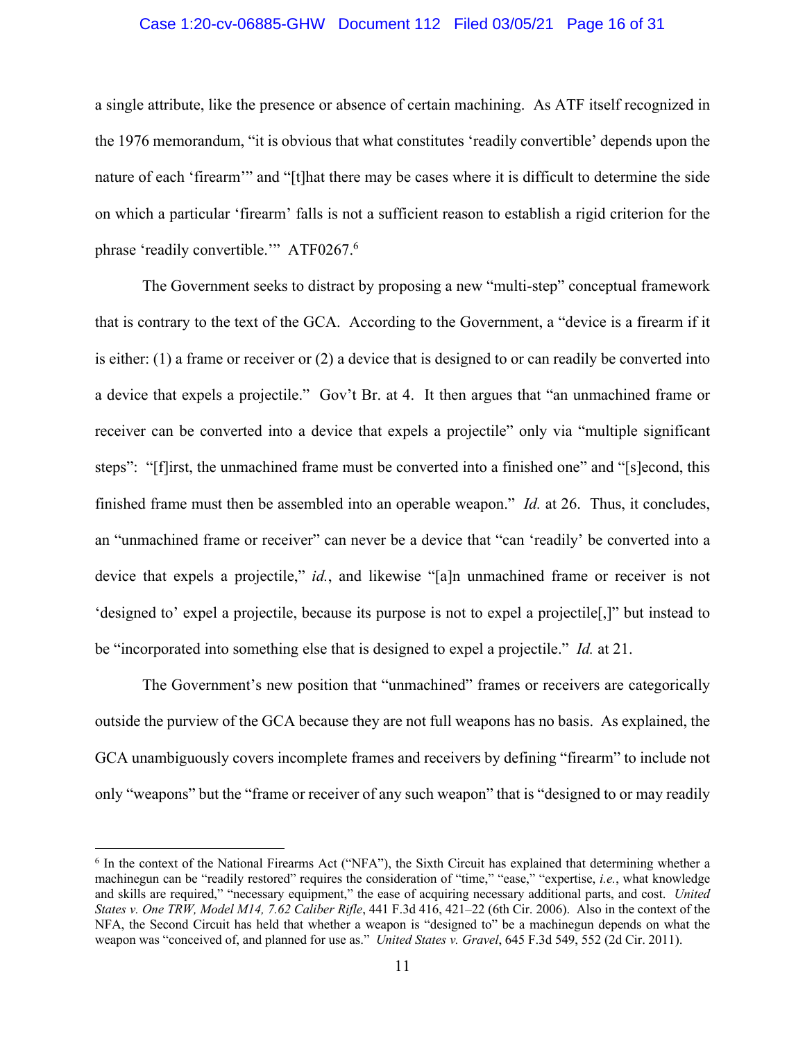a single attribute, like the presence or absence of certain machining. As ATF itself recognized in the 1976 memorandum, "it is obvious that what constitutes 'readily convertible' depends upon the nature of each 'firearm'" and "[t]hat there may be cases where it is difficult to determine the side on which a particular 'firearm' falls is not a sufficient reason to establish a rigid criterion for the phrase 'readily convertible.'" ATF0267.[6]

The Government seeks to distract by proposing a new "multi-step" conceptual framework that is contrary to the text of the GCA. According to the Government, a "device is a firearm if it is either: (1) a frame or receiver or (2) a device that is designed to or can readily be converted into a device that expels a projectile." Gov't Br. at 4. It then argues that "an unmachined frame or receiver can be converted into a device that expels a projectile" only via "multiple significant steps": "[f]irst, the unmachined frame must be converted into a finished one" and "[s]econd, this finished frame must then be assembled into an operable weapon." *Id.* at 26. Thus, it concludes, an "unmachined frame or receiver" can never be a device that "can 'readily' be converted into a device that expels a projectile," *id.*, and likewise "[a]n unmachined frame or receiver is not 'designed to' expel a projectile, because its purpose is not to expel a projectile[,]" but instead to be "incorporated into something else that is designed to expel a projectile." *Id.* at 21.

The Government's new position that "unmachined" frames or receivers are categorically outside the purview of the GCA because they are not full weapons has no basis. As explained, the GCA unambiguously covers incomplete frames and receivers by defining "firearm" to include not only "weapons" but the "frame or receiver of any such weapon" that is "designed to or may readily

---

[6] In the context of the National Firearms Act ("NFA"), the Sixth Circuit has explained that determining whether a machinegun can be "readily restored" requires the consideration of "time," "ease," "expertise, *i.e.*, what knowledge and skills are required," "necessary equipment," the ease of acquiring necessary additional parts, and cost. *United States v. One TRW, Model M14, 7.62 Caliber Rifle*, 441 F.3d 416, 421–22 (6th Cir. 2006). Also in the context of the NFA, the Second Circuit has held that whether a weapon is "designed to" be a machinegun depends on what the weapon was "conceived of, and planned for use as." *United States v. Gravel*, 645 F.3d 549, 552 (2d Cir. 2011).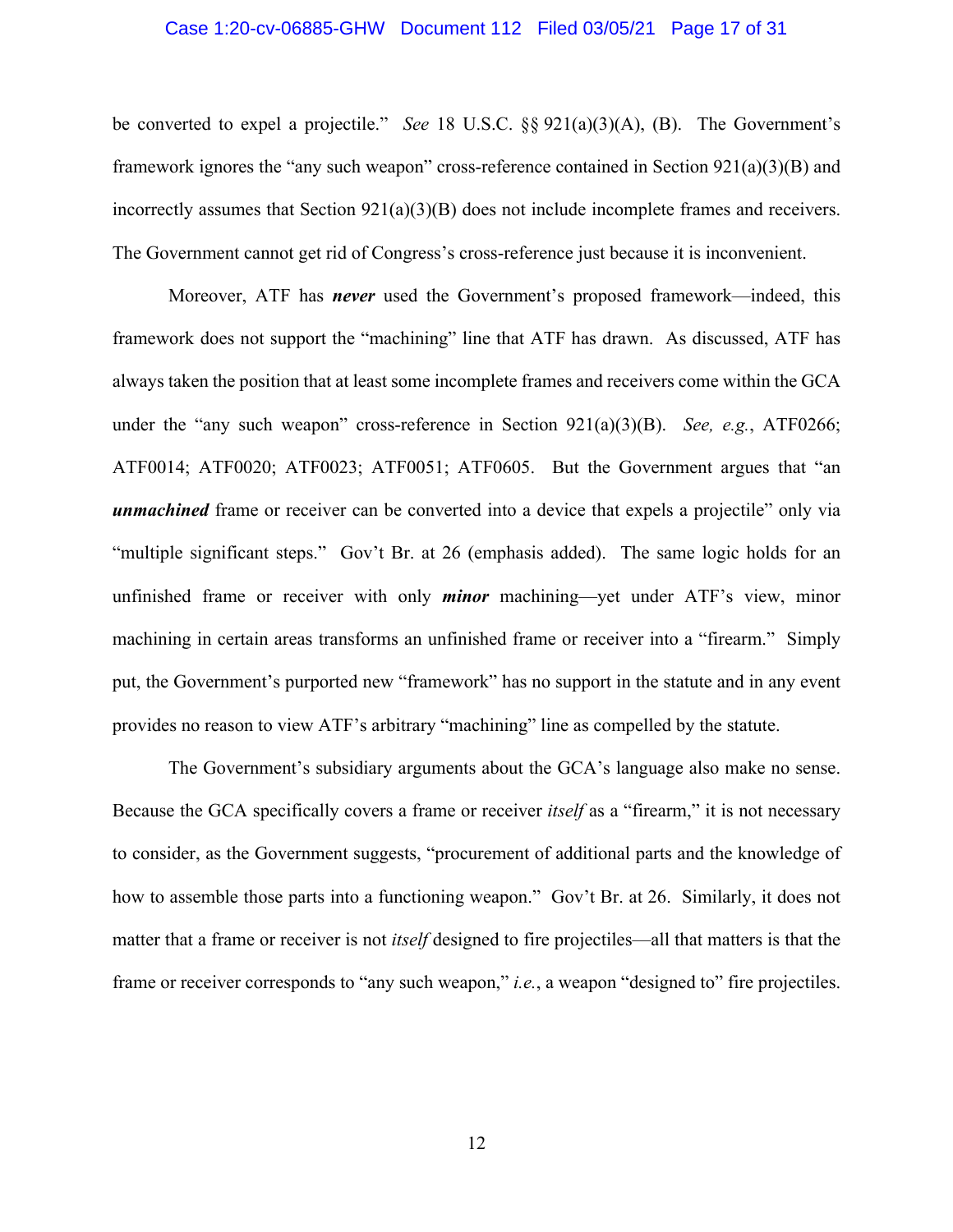be converted to expel a projectile." *See* 18 U.S.C. §§ 921(a)(3)(A), (B). The Government's framework ignores the "any such weapon" cross-reference contained in Section 921(a)(3)(B) and incorrectly assumes that Section 921(a)(3)(B) does not include incomplete frames and receivers. The Government cannot get rid of Congress's cross-reference just because it is inconvenient.

Moreover, ATF has ***never*** used the Government's proposed framework—indeed, this framework does not support the "machining" line that ATF has drawn. As discussed, ATF has always taken the position that at least some incomplete frames and receivers come within the GCA under the "any such weapon" cross-reference in Section 921(a)(3)(B). *See, e.g.*, ATF0266; ATF0014; ATF0020; ATF0023; ATF0051; ATF0605. But the Government argues that "an ***unmachined*** frame or receiver can be converted into a device that expels a projectile" only via "multiple significant steps." Gov't Br. at 26 (emphasis added). The same logic holds for an unfinished frame or receiver with only ***minor*** machining—yet under ATF's view, minor machining in certain areas transforms an unfinished frame or receiver into a "firearm." Simply put, the Government's purported new "framework" has no support in the statute and in any event provides no reason to view ATF's arbitrary "machining" line as compelled by the statute.

The Government's subsidiary arguments about the GCA's language also make no sense. Because the GCA specifically covers a frame or receiver *itself* as a "firearm," it is not necessary to consider, as the Government suggests, "procurement of additional parts and the knowledge of how to assemble those parts into a functioning weapon." Gov't Br. at 26. Similarly, it does not matter that a frame or receiver is not *itself* designed to fire projectiles—all that matters is that the frame or receiver corresponds to "any such weapon," *i.e.*, a weapon "designed to" fire projectiles.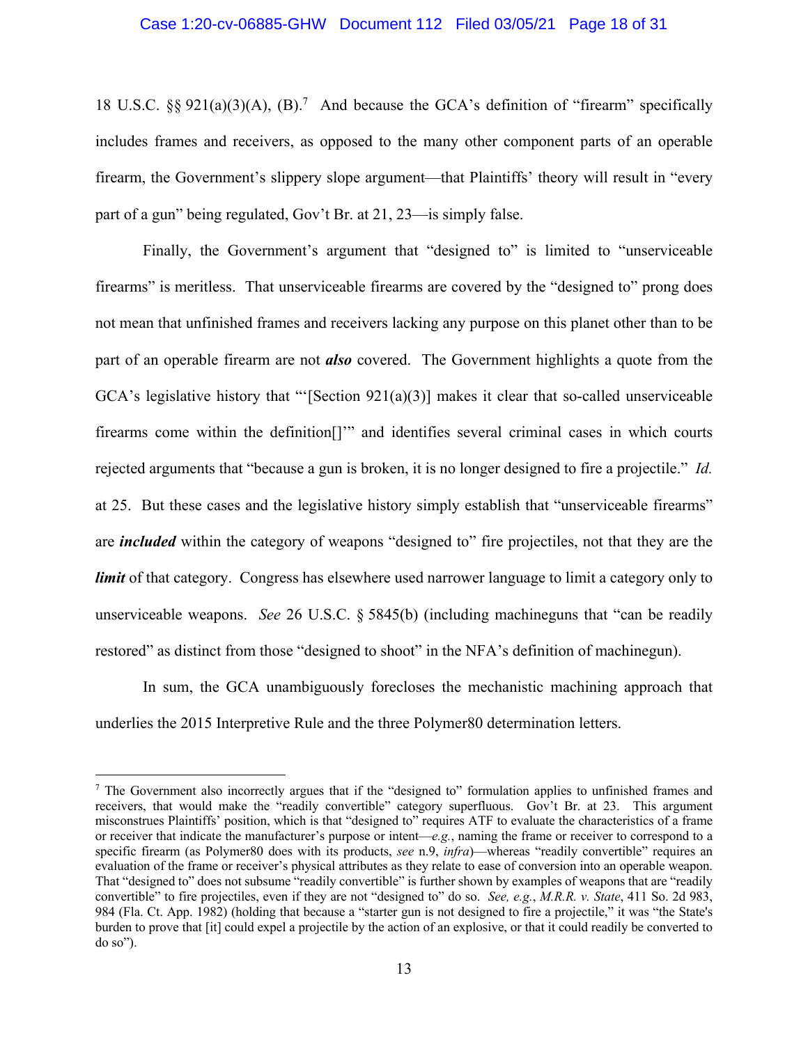18 U.S.C. §§ 921(a)(3)(A), (B).[7] And because the GCA's definition of "firearm" specifically includes frames and receivers, as opposed to the many other component parts of an operable firearm, the Government's slippery slope argument—that Plaintiffs' theory will result in "every part of a gun" being regulated, Gov't Br. at 21, 23—is simply false.

Finally, the Government's argument that "designed to" is limited to "unserviceable firearms" is meritless. That unserviceable firearms are covered by the "designed to" prong does not mean that unfinished frames and receivers lacking any purpose on this planet other than to be part of an operable firearm are not ***also*** covered. The Government highlights a quote from the GCA's legislative history that "'[Section 921(a)(3)] makes it clear that so-called unserviceable firearms come within the definition[]'" and identifies several criminal cases in which courts rejected arguments that "because a gun is broken, it is no longer designed to fire a projectile." *Id.* at 25. But these cases and the legislative history simply establish that "unserviceable firearms" are ***included*** within the category of weapons "designed to" fire projectiles, not that they are the ***limit*** of that category. Congress has elsewhere used narrower language to limit a category only to unserviceable weapons. *See* 26 U.S.C. § 5845(b) (including machineguns that "can be readily restored" as distinct from those "designed to shoot" in the NFA's definition of machinegun).

In sum, the GCA unambiguously forecloses the mechanistic machining approach that underlies the 2015 Interpretive Rule and the three Polymer80 determination letters.

---

[7] The Government also incorrectly argues that if the "designed to" formulation applies to unfinished frames and receivers, that would make the "readily convertible" category superfluous. Gov't Br. at 23. This argument misconstrues Plaintiffs' position, which is that "designed to" requires ATF to evaluate the characteristics of a frame or receiver that indicate the manufacturer's purpose or intent—*e.g.*, naming the frame or receiver to correspond to a specific firearm (as Polymer80 does with its products, *see* n.9, *infra*)—whereas "readily convertible" requires an evaluation of the frame or receiver's physical attributes as they relate to ease of conversion into an operable weapon. That "designed to" does not subsume "readily convertible" is further shown by examples of weapons that are "readily convertible" to fire projectiles, even if they are not "designed to" do so. *See, e.g.*, *M.R.R. v. State*, 411 So. 2d 983, 984 (Fla. Ct. App. 1982) (holding that because a "starter gun is not designed to fire a projectile," it was "the State's burden to prove that [it] could expel a projectile by the action of an explosive, or that it could readily be converted to do so").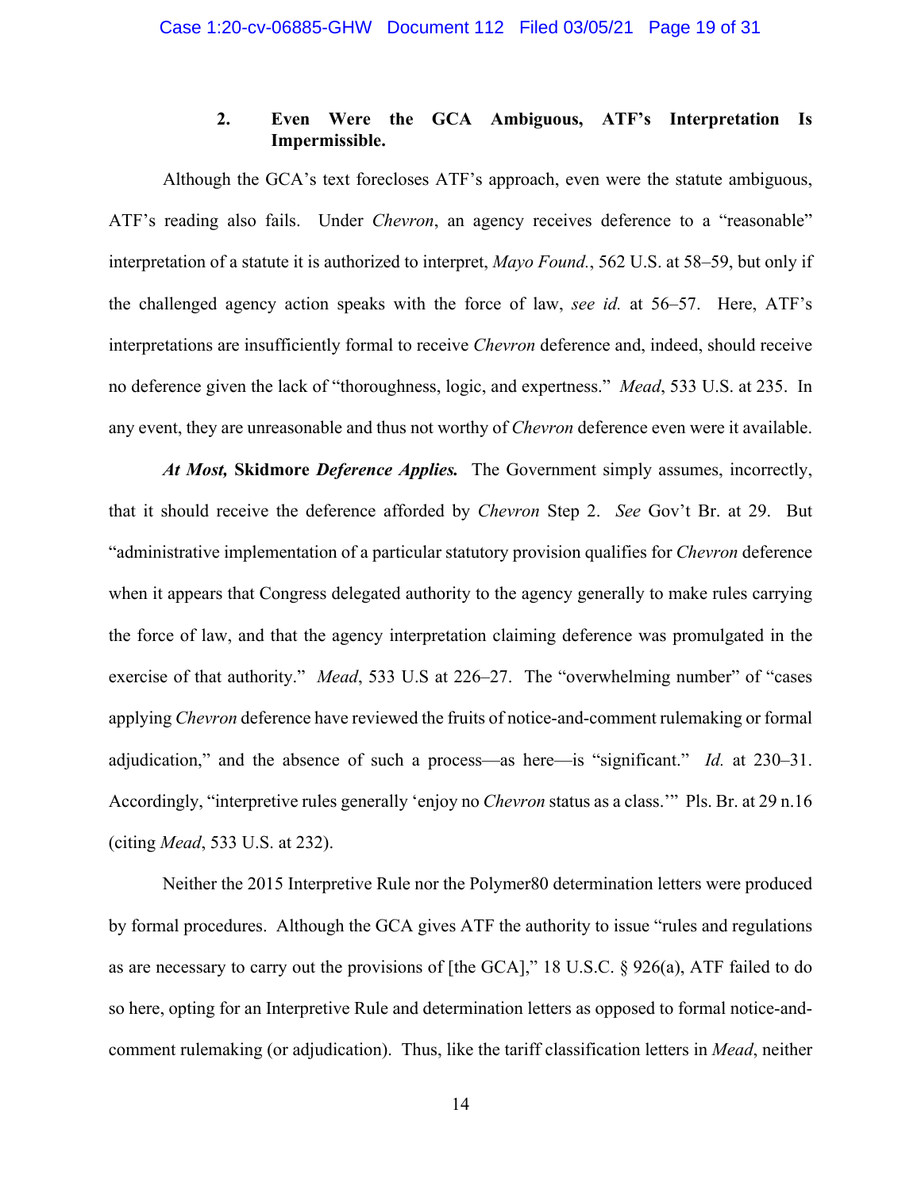### 2. Even Were the GCA Ambiguous, ATF's Interpretation Is Impermissible.

Although the GCA's text forecloses ATF's approach, even were the statute ambiguous, ATF's reading also fails. Under *Chevron*, an agency receives deference to a "reasonable" interpretation of a statute it is authorized to interpret, *Mayo Found.*, 562 U.S. at 58–59, but only if the challenged agency action speaks with the force of law, *see id.* at 56–57. Here, ATF's interpretations are insufficiently formal to receive *Chevron* deference and, indeed, should receive no deference given the lack of "thoroughness, logic, and expertness." *Mead*, 533 U.S. at 235. In any event, they are unreasonable and thus not worthy of *Chevron* deference even were it available.

***At Most,* Skidmore *Deference Applies.*** The Government simply assumes, incorrectly, that it should receive the deference afforded by *Chevron* Step 2. *See* Gov't Br. at 29. But "administrative implementation of a particular statutory provision qualifies for *Chevron* deference when it appears that Congress delegated authority to the agency generally to make rules carrying the force of law, and that the agency interpretation claiming deference was promulgated in the exercise of that authority." *Mead*, 533 U.S at 226–27. The "overwhelming number" of "cases applying *Chevron* deference have reviewed the fruits of notice-and-comment rulemaking or formal adjudication," and the absence of such a process—as here—is "significant." *Id.* at 230–31. Accordingly, "interpretive rules generally 'enjoy no *Chevron* status as a class.'" Pls. Br. at 29 n.16 (citing *Mead*, 533 U.S. at 232).

Neither the 2015 Interpretive Rule nor the Polymer80 determination letters were produced by formal procedures. Although the GCA gives ATF the authority to issue "rules and regulations as are necessary to carry out the provisions of [the GCA]," 18 U.S.C. § 926(a), ATF failed to do so here, opting for an Interpretive Rule and determination letters as opposed to formal notice-and-comment rulemaking (or adjudication). Thus, like the tariff classification letters in *Mead*, neither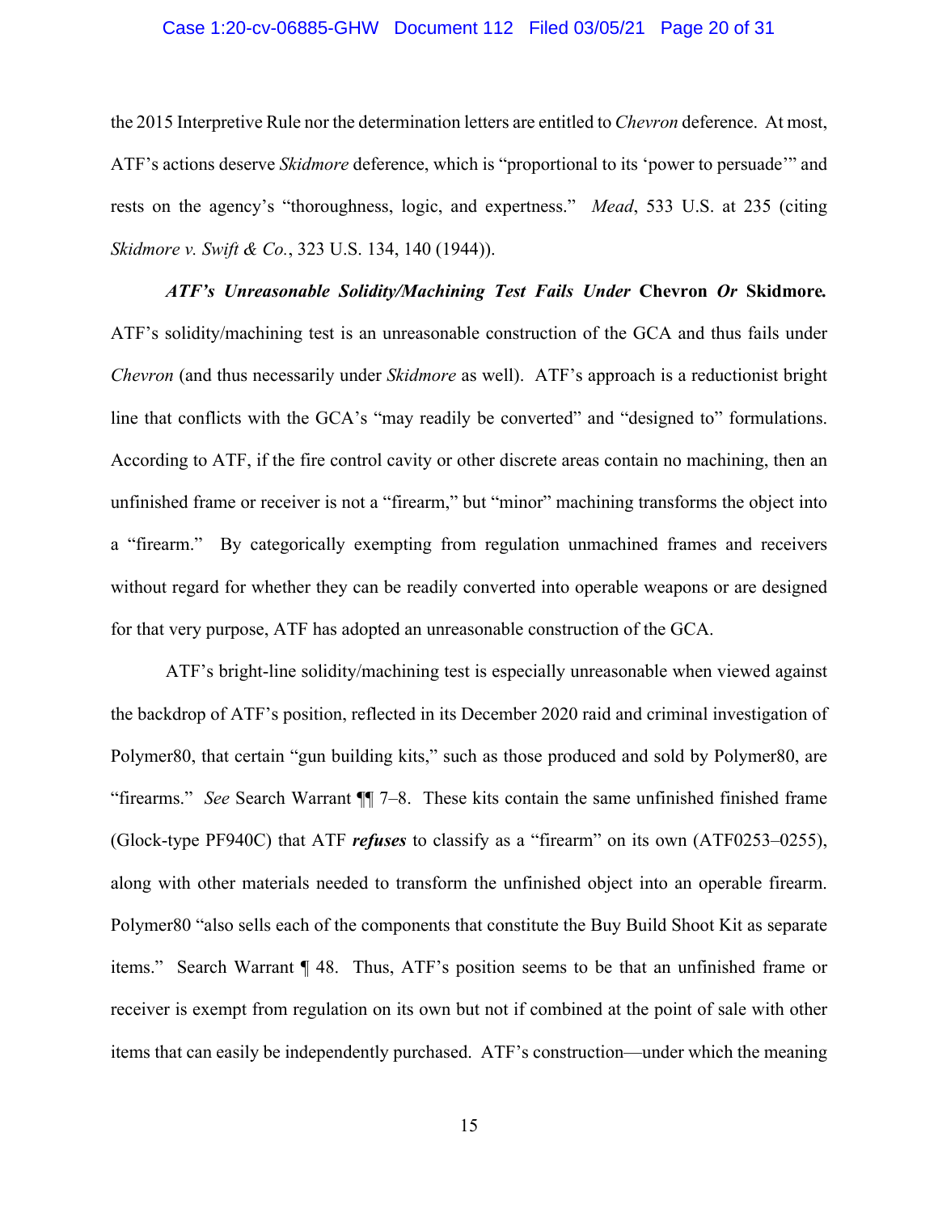the 2015 Interpretive Rule nor the determination letters are entitled to *Chevron* deference. At most, ATF's actions deserve *Skidmore* deference, which is "proportional to its 'power to persuade'" and rests on the agency's "thoroughness, logic, and expertness." *Mead*, 533 U.S. at 235 (citing *Skidmore v. Swift & Co.*, 323 U.S. 134, 140 (1944)).

***ATF's Unreasonable Solidity/Machining Test Fails Under* Chevron *Or* Skidmore.** ATF's solidity/machining test is an unreasonable construction of the GCA and thus fails under *Chevron* (and thus necessarily under *Skidmore* as well). ATF's approach is a reductionist bright line that conflicts with the GCA's "may readily be converted" and "designed to" formulations. According to ATF, if the fire control cavity or other discrete areas contain no machining, then an unfinished frame or receiver is not a "firearm," but "minor" machining transforms the object into a "firearm." By categorically exempting from regulation unmachined frames and receivers without regard for whether they can be readily converted into operable weapons or are designed for that very purpose, ATF has adopted an unreasonable construction of the GCA.

ATF's bright-line solidity/machining test is especially unreasonable when viewed against the backdrop of ATF's position, reflected in its December 2020 raid and criminal investigation of Polymer80, that certain "gun building kits," such as those produced and sold by Polymer80, are "firearms." *See* Search Warrant ¶¶ 7–8. These kits contain the same unfinished finished frame (Glock-type PF940C) that ATF ***refuses*** to classify as a "firearm" on its own (ATF0253–0255), along with other materials needed to transform the unfinished object into an operable firearm. Polymer80 "also sells each of the components that constitute the Buy Build Shoot Kit as separate items." Search Warrant ¶ 48. Thus, ATF's position seems to be that an unfinished frame or receiver is exempt from regulation on its own but not if combined at the point of sale with other items that can easily be independently purchased. ATF's construction—under which the meaning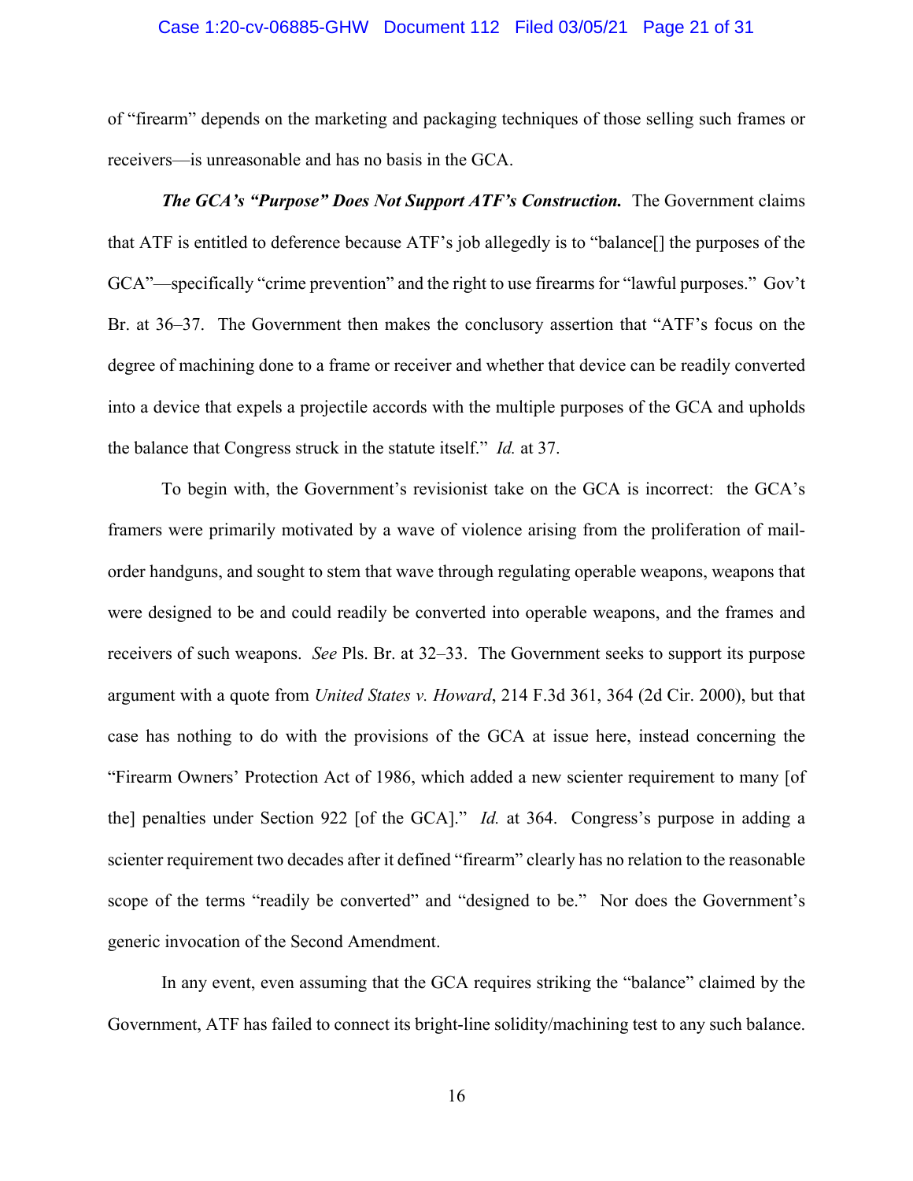of "firearm" depends on the marketing and packaging techniques of those selling such frames or receivers—is unreasonable and has no basis in the GCA.

***The GCA's "Purpose" Does Not Support ATF's Construction.*** The Government claims that ATF is entitled to deference because ATF's job allegedly is to "balance[] the purposes of the GCA"—specifically "crime prevention" and the right to use firearms for "lawful purposes." Gov't Br. at 36–37. The Government then makes the conclusory assertion that "ATF's focus on the degree of machining done to a frame or receiver and whether that device can be readily converted into a device that expels a projectile accords with the multiple purposes of the GCA and upholds the balance that Congress struck in the statute itself." *Id.* at 37.

To begin with, the Government's revisionist take on the GCA is incorrect: the GCA's framers were primarily motivated by a wave of violence arising from the proliferation of mail-order handguns, and sought to stem that wave through regulating operable weapons, weapons that were designed to be and could readily be converted into operable weapons, and the frames and receivers of such weapons. *See* Pls. Br. at 32–33. The Government seeks to support its purpose argument with a quote from *United States v. Howard*, 214 F.3d 361, 364 (2d Cir. 2000), but that case has nothing to do with the provisions of the GCA at issue here, instead concerning the "Firearm Owners' Protection Act of 1986, which added a new scienter requirement to many [of the] penalties under Section 922 [of the GCA]." *Id.* at 364. Congress's purpose in adding a scienter requirement two decades after it defined "firearm" clearly has no relation to the reasonable scope of the terms "readily be converted" and "designed to be." Nor does the Government's generic invocation of the Second Amendment.

In any event, even assuming that the GCA requires striking the "balance" claimed by the Government, ATF has failed to connect its bright-line solidity/machining test to any such balance.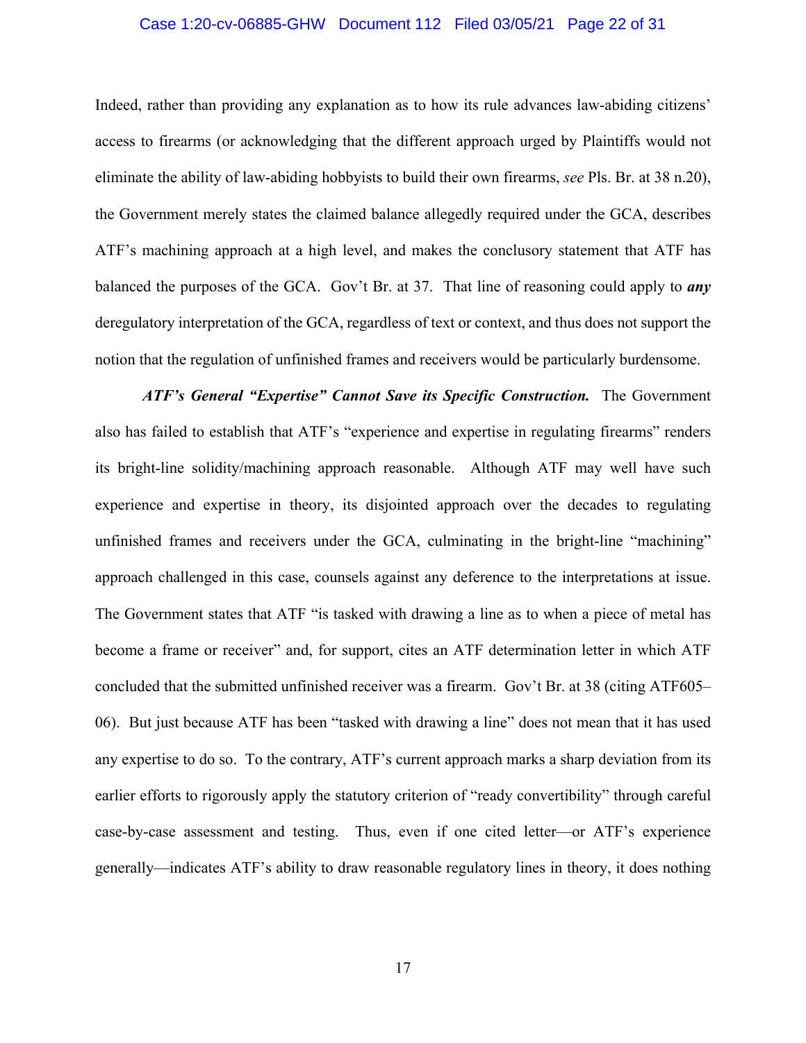Indeed, rather than providing any explanation as to how its rule advances law-abiding citizens' access to firearms (or acknowledging that the different approach urged by Plaintiffs would not eliminate the ability of law-abiding hobbyists to build their own firearms, *see* Pls. Br. at 38 n.20), the Government merely states the claimed balance allegedly required under the GCA, describes ATF's machining approach at a high level, and makes the conclusory statement that ATF has balanced the purposes of the GCA. Gov't Br. at 37. That line of reasoning could apply to ***any*** deregulatory interpretation of the GCA, regardless of text or context, and thus does not support the notion that the regulation of unfinished frames and receivers would be particularly burdensome.

***ATF's General "Expertise" Cannot Save its Specific Construction.*** The Government also has failed to establish that ATF's "experience and expertise in regulating firearms" renders its bright-line solidity/machining approach reasonable. Although ATF may well have such experience and expertise in theory, its disjointed approach over the decades to regulating unfinished frames and receivers under the GCA, culminating in the bright-line "machining" approach challenged in this case, counsels against any deference to the interpretations at issue. The Government states that ATF "is tasked with drawing a line as to when a piece of metal has become a frame or receiver" and, for support, cites an ATF determination letter in which ATF concluded that the submitted unfinished receiver was a firearm. Gov't Br. at 38 (citing ATF605–06). But just because ATF has been "tasked with drawing a line" does not mean that it has used any expertise to do so. To the contrary, ATF's current approach marks a sharp deviation from its earlier efforts to rigorously apply the statutory criterion of "ready convertibility" through careful case-by-case assessment and testing. Thus, even if one cited letter—or ATF's experience generally—indicates ATF's ability to draw reasonable regulatory lines in theory, it does nothing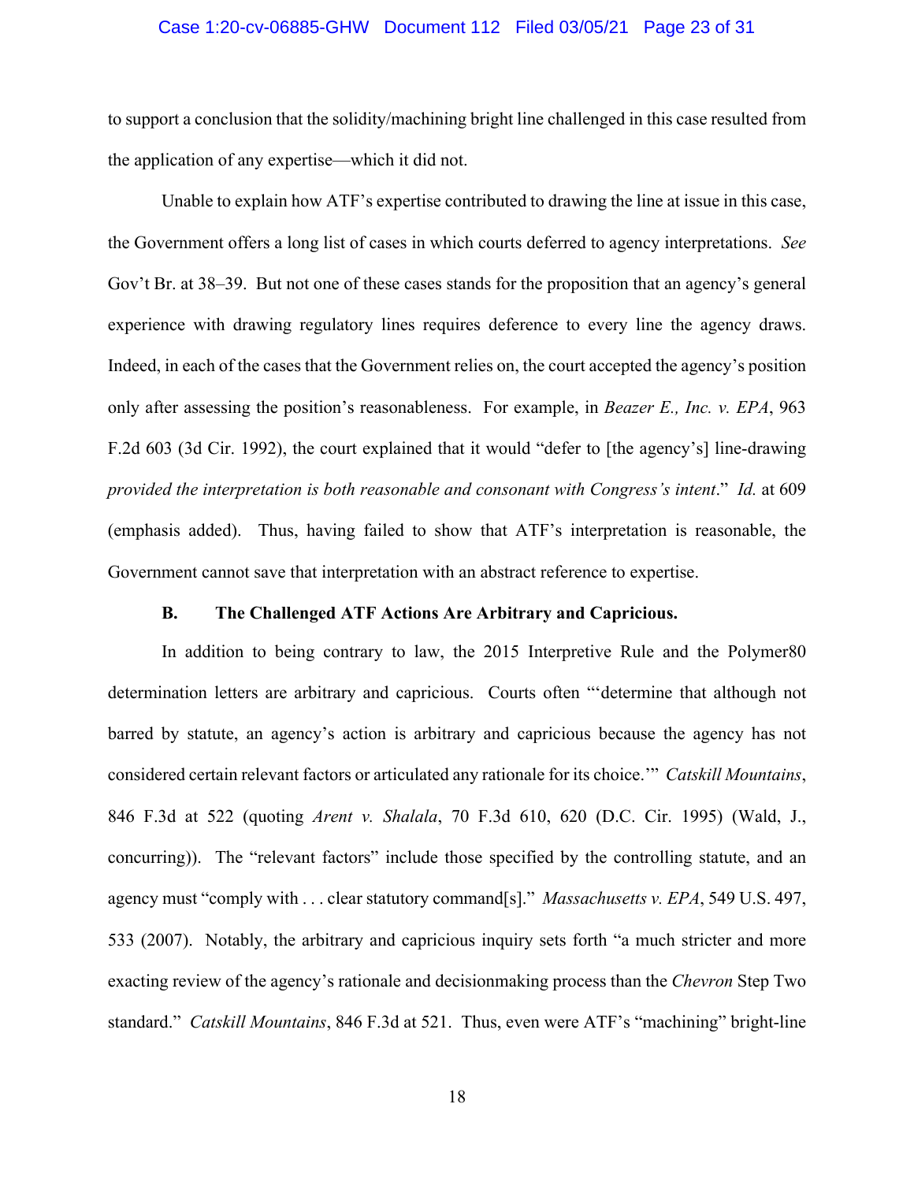to support a conclusion that the solidity/machining bright line challenged in this case resulted from the application of any expertise—which it did not.

Unable to explain how ATF's expertise contributed to drawing the line at issue in this case, the Government offers a long list of cases in which courts deferred to agency interpretations. *See* Gov't Br. at 38–39. But not one of these cases stands for the proposition that an agency's general experience with drawing regulatory lines requires deference to every line the agency draws. Indeed, in each of the cases that the Government relies on, the court accepted the agency's position only after assessing the position's reasonableness. For example, in *Beazer E., Inc. v. EPA*, 963 F.2d 603 (3d Cir. 1992), the court explained that it would "defer to [the agency's] line-drawing *provided the interpretation is both reasonable and consonant with Congress's intent*." *Id.* at 609 (emphasis added). Thus, having failed to show that ATF's interpretation is reasonable, the Government cannot save that interpretation with an abstract reference to expertise.

### B. The Challenged ATF Actions Are Arbitrary and Capricious.

In addition to being contrary to law, the 2015 Interpretive Rule and the Polymer80 determination letters are arbitrary and capricious. Courts often "'determine that although not barred by statute, an agency's action is arbitrary and capricious because the agency has not considered certain relevant factors or articulated any rationale for its choice.'" *Catskill Mountains*, 846 F.3d at 522 (quoting *Arent v. Shalala*, 70 F.3d 610, 620 (D.C. Cir. 1995) (Wald, J., concurring)). The "relevant factors" include those specified by the controlling statute, and an agency must "comply with . . . clear statutory command[s]." *Massachusetts v. EPA*, 549 U.S. 497, 533 (2007). Notably, the arbitrary and capricious inquiry sets forth "a much stricter and more exacting review of the agency's rationale and decisionmaking process than the *Chevron* Step Two standard." *Catskill Mountains*, 846 F.3d at 521. Thus, even were ATF's "machining" bright-line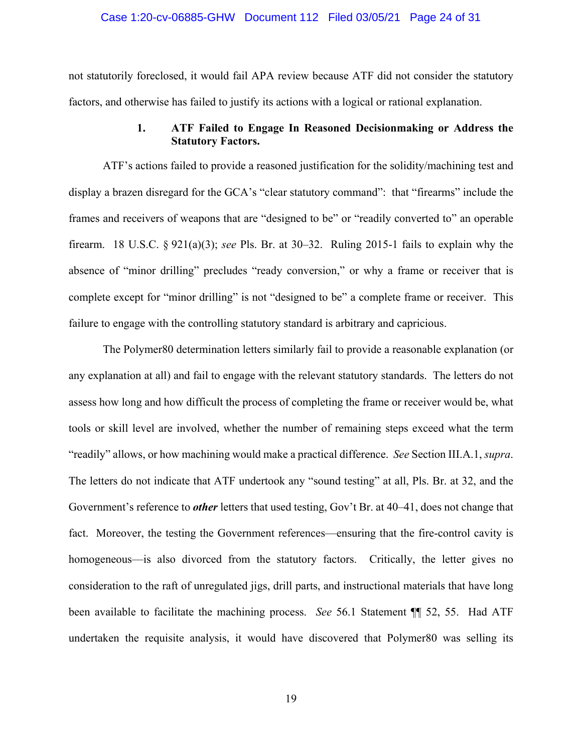not statutorily foreclosed, it would fail APA review because ATF did not consider the statutory factors, and otherwise has failed to justify its actions with a logical or rational explanation.

### 1. ATF Failed to Engage In Reasoned Decisionmaking or Address the Statutory Factors.

ATF's actions failed to provide a reasoned justification for the solidity/machining test and display a brazen disregard for the GCA's "clear statutory command": that "firearms" include the frames and receivers of weapons that are "designed to be" or "readily converted to" an operable firearm. 18 U.S.C. § 921(a)(3); *see* Pls. Br. at 30–32. Ruling 2015-1 fails to explain why the absence of "minor drilling" precludes "ready conversion," or why a frame or receiver that is complete except for "minor drilling" is not "designed to be" a complete frame or receiver. This failure to engage with the controlling statutory standard is arbitrary and capricious.

The Polymer80 determination letters similarly fail to provide a reasonable explanation (or any explanation at all) and fail to engage with the relevant statutory standards. The letters do not assess how long and how difficult the process of completing the frame or receiver would be, what tools or skill level are involved, whether the number of remaining steps exceed what the term "readily" allows, or how machining would make a practical difference. *See* Section III.A.1, *supra*. The letters do not indicate that ATF undertook any "sound testing" at all, Pls. Br. at 32, and the Government's reference to ***other*** letters that used testing, Gov't Br. at 40–41, does not change that fact. Moreover, the testing the Government references—ensuring that the fire-control cavity is homogeneous—is also divorced from the statutory factors. Critically, the letter gives no consideration to the raft of unregulated jigs, drill parts, and instructional materials that have long been available to facilitate the machining process. *See* 56.1 Statement ¶¶ 52, 55. Had ATF undertaken the requisite analysis, it would have discovered that Polymer80 was selling its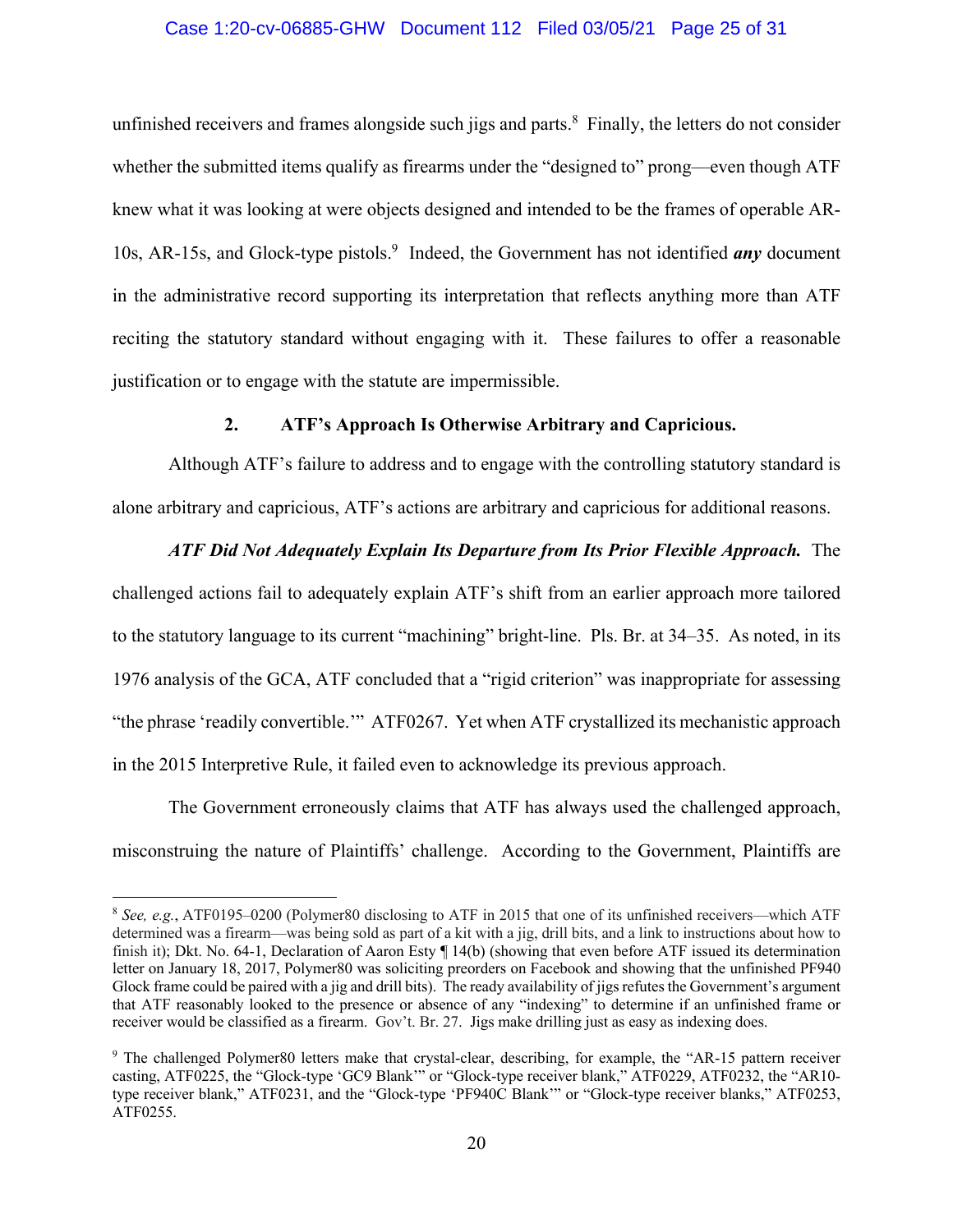unfinished receivers and frames alongside such jigs and parts.[8] Finally, the letters do not consider whether the submitted items qualify as firearms under the "designed to" prong—even though ATF knew what it was looking at were objects designed and intended to be the frames of operable AR-10s, AR-15s, and Glock-type pistols.[9] Indeed, the Government has not identified ***any*** document in the administrative record supporting its interpretation that reflects anything more than ATF reciting the statutory standard without engaging with it. These failures to offer a reasonable justification or to engage with the statute are impermissible.

### 2. ATF's Approach Is Otherwise Arbitrary and Capricious.

Although ATF's failure to address and to engage with the controlling statutory standard is alone arbitrary and capricious, ATF's actions are arbitrary and capricious for additional reasons.

***ATF Did Not Adequately Explain Its Departure from Its Prior Flexible Approach.*** The challenged actions fail to adequately explain ATF's shift from an earlier approach more tailored to the statutory language to its current "machining" bright-line. Pls. Br. at 34–35. As noted, in its 1976 analysis of the GCA, ATF concluded that a "rigid criterion" was inappropriate for assessing "the phrase 'readily convertible.'" ATF0267. Yet when ATF crystallized its mechanistic approach in the 2015 Interpretive Rule, it failed even to acknowledge its previous approach.

The Government erroneously claims that ATF has always used the challenged approach, misconstruing the nature of Plaintiffs' challenge. According to the Government, Plaintiffs are

---

[8] *See, e.g.*, ATF0195–0200 (Polymer80 disclosing to ATF in 2015 that one of its unfinished receivers—which ATF determined was a firearm—was being sold as part of a kit with a jig, drill bits, and a link to instructions about how to finish it); Dkt. No. 64-1, Declaration of Aaron Esty ¶ 14(b) (showing that even before ATF issued its determination letter on January 18, 2017, Polymer80 was soliciting preorders on Facebook and showing that the unfinished PF940 Glock frame could be paired with a jig and drill bits). The ready availability of jigs refutes the Government's argument that ATF reasonably looked to the presence or absence of any "indexing" to determine if an unfinished frame or receiver would be classified as a firearm. Gov't. Br. 27. Jigs make drilling just as easy as indexing does.

[9] The challenged Polymer80 letters make that crystal-clear, describing, for example, the "AR-15 pattern receiver casting, ATF0225, the "Glock-type 'GC9 Blank'" or "Glock-type receiver blank," ATF0229, ATF0232, the "AR10-type receiver blank," ATF0231, and the "Glock-type 'PF940C Blank'" or "Glock-type receiver blanks," ATF0253, ATF0255.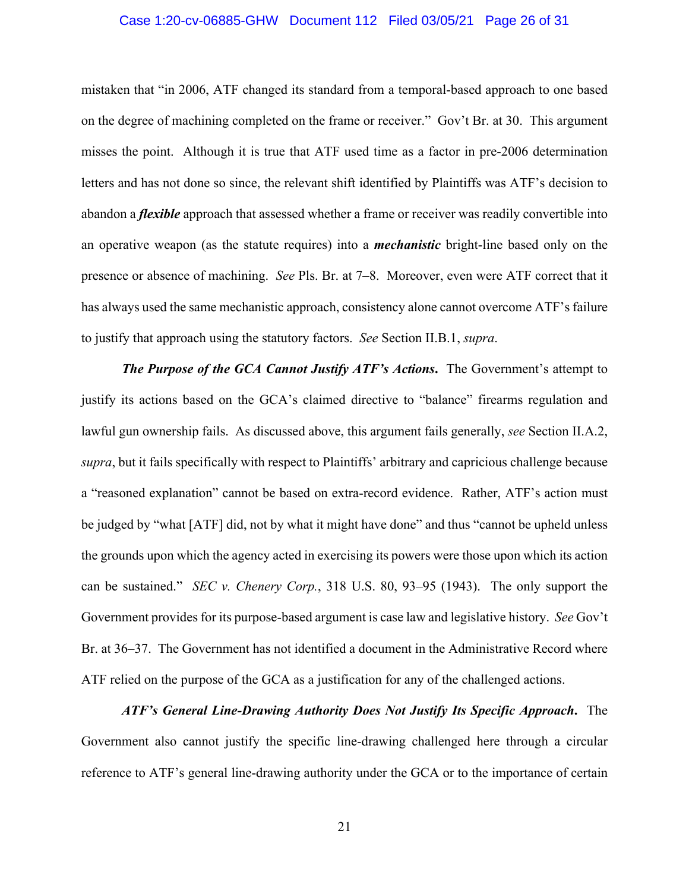mistaken that "in 2006, ATF changed its standard from a temporal-based approach to one based on the degree of machining completed on the frame or receiver." Gov't Br. at 30. This argument misses the point. Although it is true that ATF used time as a factor in pre-2006 determination letters and has not done so since, the relevant shift identified by Plaintiffs was ATF's decision to abandon a ***flexible*** approach that assessed whether a frame or receiver was readily convertible into an operative weapon (as the statute requires) into a ***mechanistic*** bright-line based only on the presence or absence of machining. *See* Pls. Br. at 7–8. Moreover, even were ATF correct that it has always used the same mechanistic approach, consistency alone cannot overcome ATF's failure to justify that approach using the statutory factors. *See* Section II.B.1, *supra*.

***The Purpose of the GCA Cannot Justify ATF's Actions.*** The Government's attempt to justify its actions based on the GCA's claimed directive to "balance" firearms regulation and lawful gun ownership fails. As discussed above, this argument fails generally, *see* Section II.A.2, *supra*, but it fails specifically with respect to Plaintiffs' arbitrary and capricious challenge because a "reasoned explanation" cannot be based on extra-record evidence. Rather, ATF's action must be judged by "what [ATF] did, not by what it might have done" and thus "cannot be upheld unless the grounds upon which the agency acted in exercising its powers were those upon which its action can be sustained." *SEC v. Chenery Corp.*, 318 U.S. 80, 93–95 (1943). The only support the Government provides for its purpose-based argument is case law and legislative history. *See* Gov't Br. at 36–37. The Government has not identified a document in the Administrative Record where ATF relied on the purpose of the GCA as a justification for any of the challenged actions.

***ATF's General Line-Drawing Authority Does Not Justify Its Specific Approach.*** The Government also cannot justify the specific line-drawing challenged here through a circular reference to ATF's general line-drawing authority under the GCA or to the importance of certain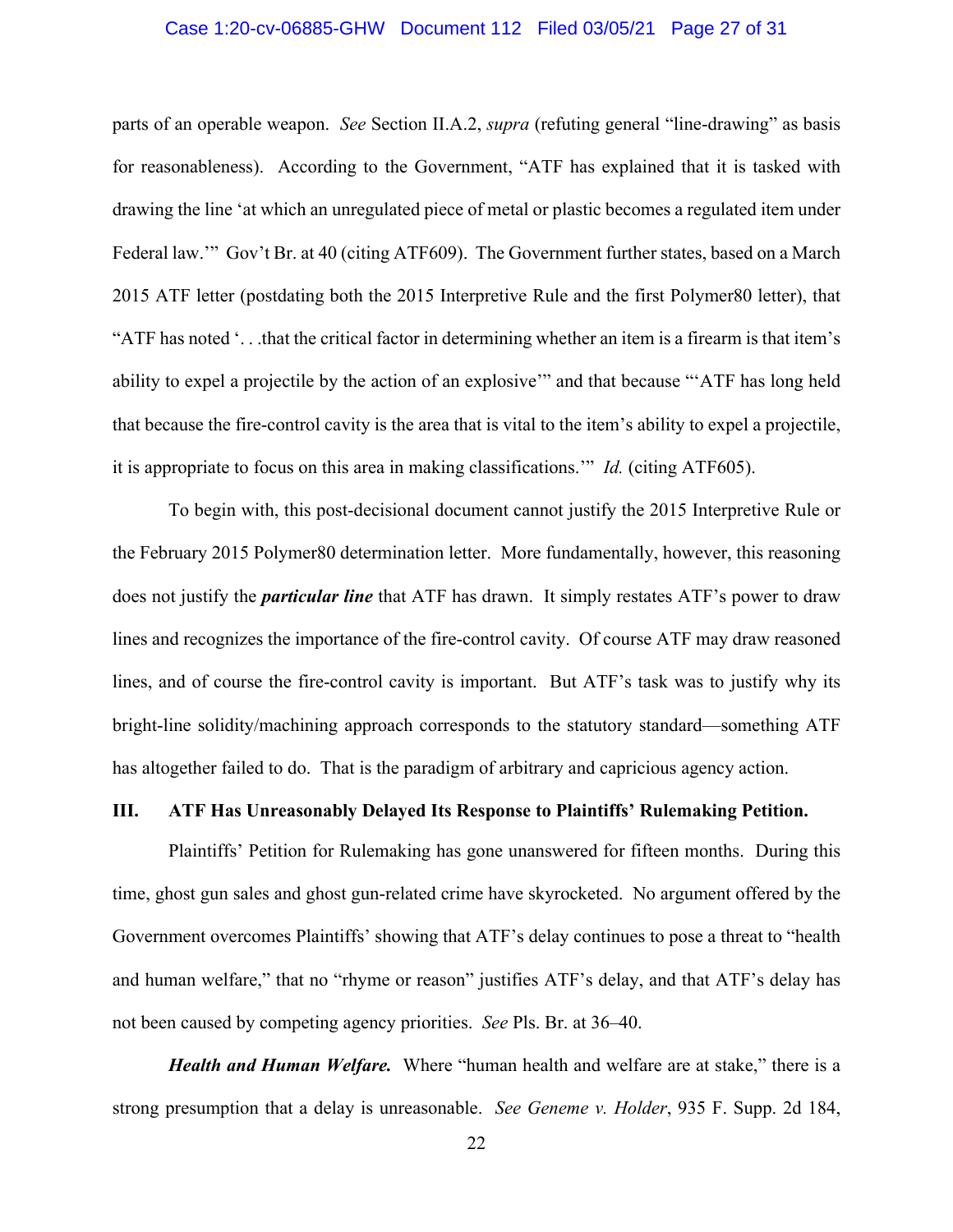parts of an operable weapon. *See* Section II.A.2, *supra* (refuting general "line-drawing" as basis for reasonableness). According to the Government, "ATF has explained that it is tasked with drawing the line 'at which an unregulated piece of metal or plastic becomes a regulated item under Federal law.'" Gov't Br. at 40 (citing ATF609). The Government further states, based on a March 2015 ATF letter (postdating both the 2015 Interpretive Rule and the first Polymer80 letter), that "ATF has noted '. . .that the critical factor in determining whether an item is a firearm is that item's ability to expel a projectile by the action of an explosive'" and that because "'ATF has long held that because the fire-control cavity is the area that is vital to the item's ability to expel a projectile, it is appropriate to focus on this area in making classifications.'" *Id.* (citing ATF605).

To begin with, this post-decisional document cannot justify the 2015 Interpretive Rule or the February 2015 Polymer80 determination letter. More fundamentally, however, this reasoning does not justify the ***particular line*** that ATF has drawn. It simply restates ATF's power to draw lines and recognizes the importance of the fire-control cavity. Of course ATF may draw reasoned lines, and of course the fire-control cavity is important. But ATF's task was to justify why its bright-line solidity/machining approach corresponds to the statutory standard—something ATF has altogether failed to do. That is the paradigm of arbitrary and capricious agency action.

## III. ATF Has Unreasonably Delayed Its Response to Plaintiffs' Rulemaking Petition.

Plaintiffs' Petition for Rulemaking has gone unanswered for fifteen months. During this time, ghost gun sales and ghost gun-related crime have skyrocketed. No argument offered by the Government overcomes Plaintiffs' showing that ATF's delay continues to pose a threat to "health and human welfare," that no "rhyme or reason" justifies ATF's delay, and that ATF's delay has not been caused by competing agency priorities. *See* Pls. Br. at 36–40.

***Health and Human Welfare.*** Where "human health and welfare are at stake," there is a strong presumption that a delay is unreasonable. *See Geneme v. Holder*, 935 F. Supp. 2d 184,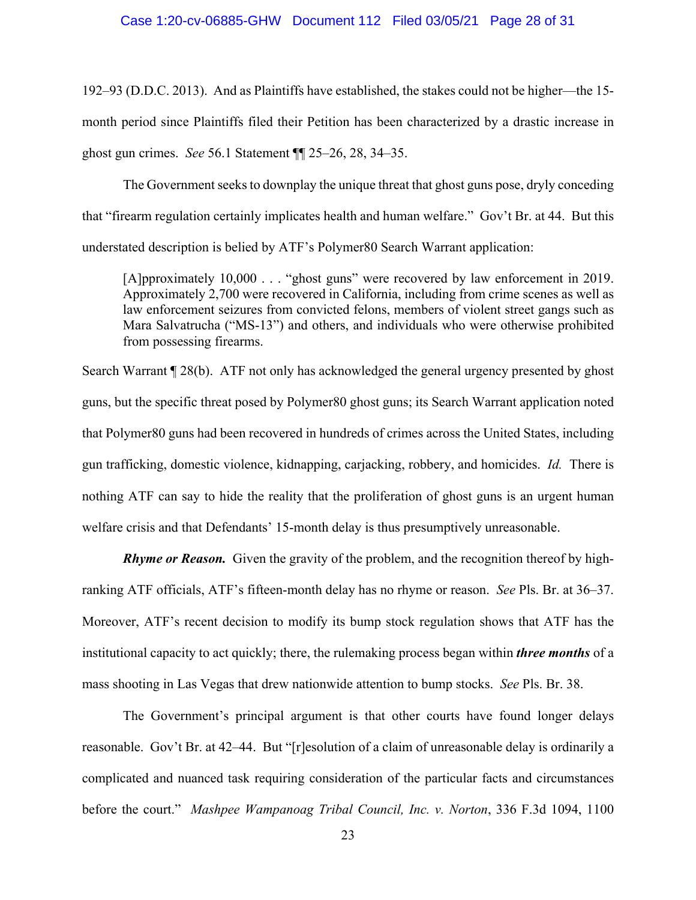192–93 (D.D.C. 2013). And as Plaintiffs have established, the stakes could not be higher—the 15-month period since Plaintiffs filed their Petition has been characterized by a drastic increase in ghost gun crimes. *See* 56.1 Statement ¶¶ 25–26, 28, 34–35.

The Government seeks to downplay the unique threat that ghost guns pose, dryly conceding that "firearm regulation certainly implicates health and human welfare." Gov't Br. at 44. But this understated description is belied by ATF's Polymer80 Search Warrant application:

> [A]pproximately 10,000 . . . "ghost guns" were recovered by law enforcement in 2019. Approximately 2,700 were recovered in California, including from crime scenes as well as law enforcement seizures from convicted felons, members of violent street gangs such as Mara Salvatrucha ("MS-13") and others, and individuals who were otherwise prohibited from possessing firearms.

Search Warrant ¶ 28(b). ATF not only has acknowledged the general urgency presented by ghost guns, but the specific threat posed by Polymer80 ghost guns; its Search Warrant application noted that Polymer80 guns had been recovered in hundreds of crimes across the United States, including gun trafficking, domestic violence, kidnapping, carjacking, robbery, and homicides. *Id.* There is nothing ATF can say to hide the reality that the proliferation of ghost guns is an urgent human welfare crisis and that Defendants' 15-month delay is thus presumptively unreasonable.

***Rhyme or Reason.*** Given the gravity of the problem, and the recognition thereof by high-ranking ATF officials, ATF's fifteen-month delay has no rhyme or reason. *See* Pls. Br. at 36–37. Moreover, ATF's recent decision to modify its bump stock regulation shows that ATF has the institutional capacity to act quickly; there, the rulemaking process began within ***three months*** of a mass shooting in Las Vegas that drew nationwide attention to bump stocks. *See* Pls. Br. 38.

The Government's principal argument is that other courts have found longer delays reasonable. Gov't Br. at 42–44. But "[r]esolution of a claim of unreasonable delay is ordinarily a complicated and nuanced task requiring consideration of the particular facts and circumstances before the court." *Mashpee Wampanoag Tribal Council, Inc. v. Norton*, 336 F.3d 1094, 1100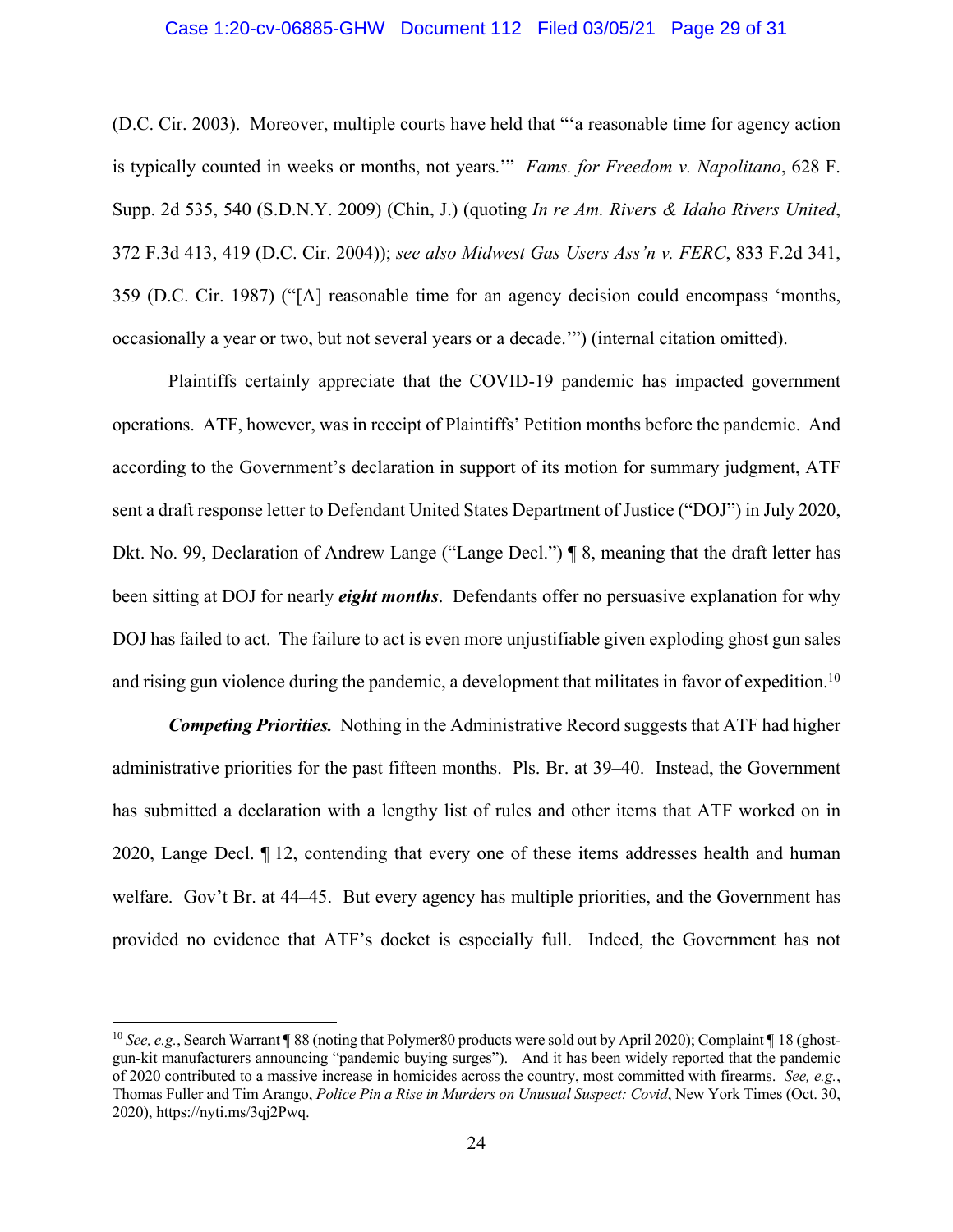(D.C. Cir. 2003). Moreover, multiple courts have held that "'a reasonable time for agency action is typically counted in weeks or months, not years.'" *Fams. for Freedom v. Napolitano*, 628 F. Supp. 2d 535, 540 (S.D.N.Y. 2009) (Chin, J.) (quoting *In re Am. Rivers & Idaho Rivers United*, 372 F.3d 413, 419 (D.C. Cir. 2004)); *see also Midwest Gas Users Ass'n v. FERC*, 833 F.2d 341, 359 (D.C. Cir. 1987) ("[A] reasonable time for an agency decision could encompass 'months, occasionally a year or two, but not several years or a decade.'") (internal citation omitted).

Plaintiffs certainly appreciate that the COVID-19 pandemic has impacted government operations. ATF, however, was in receipt of Plaintiffs' Petition months before the pandemic. And according to the Government's declaration in support of its motion for summary judgment, ATF sent a draft response letter to Defendant United States Department of Justice ("DOJ") in July 2020, Dkt. No. 99, Declaration of Andrew Lange ("Lange Decl.") ¶ 8, meaning that the draft letter has been sitting at DOJ for nearly ***eight months***. Defendants offer no persuasive explanation for why DOJ has failed to act. The failure to act is even more unjustifiable given exploding ghost gun sales and rising gun violence during the pandemic, a development that militates in favor of expedition.[10]

***Competing Priorities.*** Nothing in the Administrative Record suggests that ATF had higher administrative priorities for the past fifteen months. Pls. Br. at 39–40. Instead, the Government has submitted a declaration with a lengthy list of rules and other items that ATF worked on in 2020, Lange Decl. ¶ 12, contending that every one of these items addresses health and human welfare. Gov't Br. at 44–45. But every agency has multiple priorities, and the Government has provided no evidence that ATF's docket is especially full. Indeed, the Government has not

[10] *See, e.g.*, Search Warrant ¶ 88 (noting that Polymer80 products were sold out by April 2020); Complaint ¶ 18 (ghost-gun-kit manufacturers announcing "pandemic buying surges"). And it has been widely reported that the pandemic of 2020 contributed to a massive increase in homicides across the country, most committed with firearms. *See, e.g.*, Thomas Fuller and Tim Arango, *Police Pin a Rise in Murders on Unusual Suspect: Covid*, New York Times (Oct. 30, 2020), https://nyti.ms/3qj2Pwq.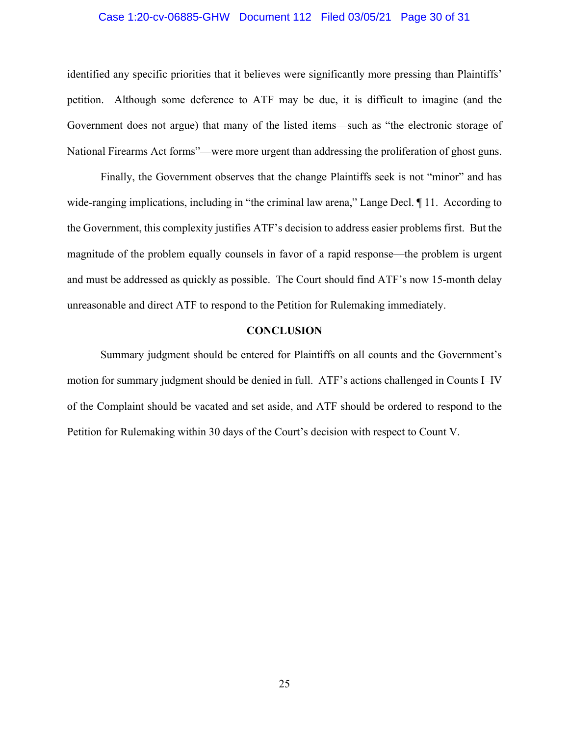identified any specific priorities that it believes were significantly more pressing than Plaintiffs' petition. Although some deference to ATF may be due, it is difficult to imagine (and the Government does not argue) that many of the listed items—such as "the electronic storage of National Firearms Act forms"—were more urgent than addressing the proliferation of ghost guns.

Finally, the Government observes that the change Plaintiffs seek is not "minor" and has wide-ranging implications, including in "the criminal law arena," Lange Decl. ¶ 11. According to the Government, this complexity justifies ATF's decision to address easier problems first. But the magnitude of the problem equally counsels in favor of a rapid response—the problem is urgent and must be addressed as quickly as possible. The Court should find ATF's now 15-month delay unreasonable and direct ATF to respond to the Petition for Rulemaking immediately.

**CONCLUSION**

Summary judgment should be entered for Plaintiffs on all counts and the Government's motion for summary judgment should be denied in full. ATF's actions challenged in Counts I–IV of the Complaint should be vacated and set aside, and ATF should be ordered to respond to the Petition for Rulemaking within 30 days of the Court's decision with respect to Count V.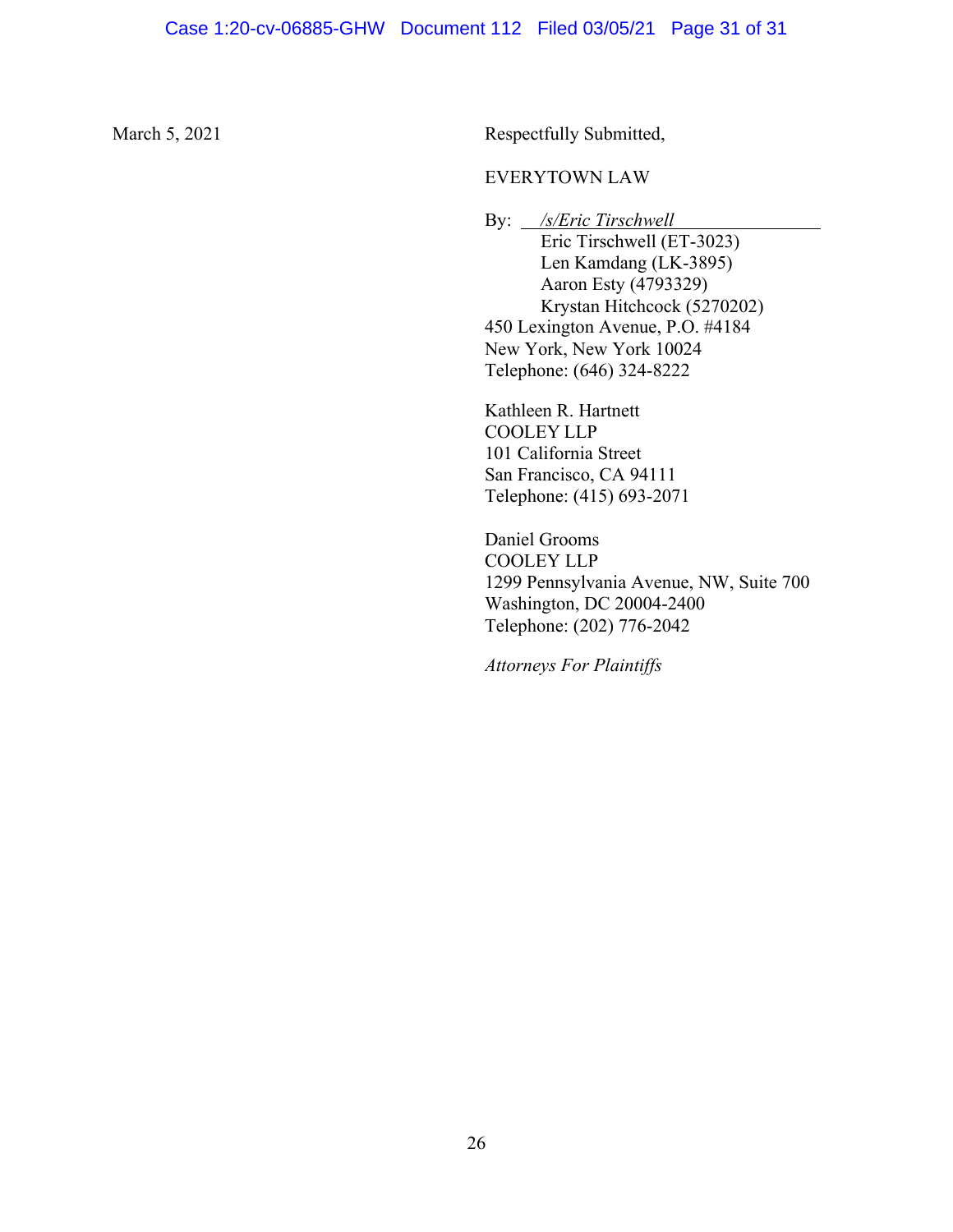March 5, 2021

Respectfully Submitted,

EVERYTOWN LAW

By: /s/Eric Tirschwell
Eric Tirschwell (ET-3023)
Len Kamdang (LK-3895)
Aaron Esty (4793329)
Krystan Hitchcock (5270202)
450 Lexington Avenue, P.O. #4184
New York, New York 10024
Telephone: (646) 324-8222

Kathleen R. Hartnett
COOLEY LLP
101 California Street
San Francisco, CA 94111
Telephone: (415) 693-2071

Daniel Grooms
COOLEY LLP
1299 Pennsylvania Avenue, NW, Suite 700
Washington, DC 20004-2400
Telephone: (202) 776-2042

*Attorneys For Plaintiffs*